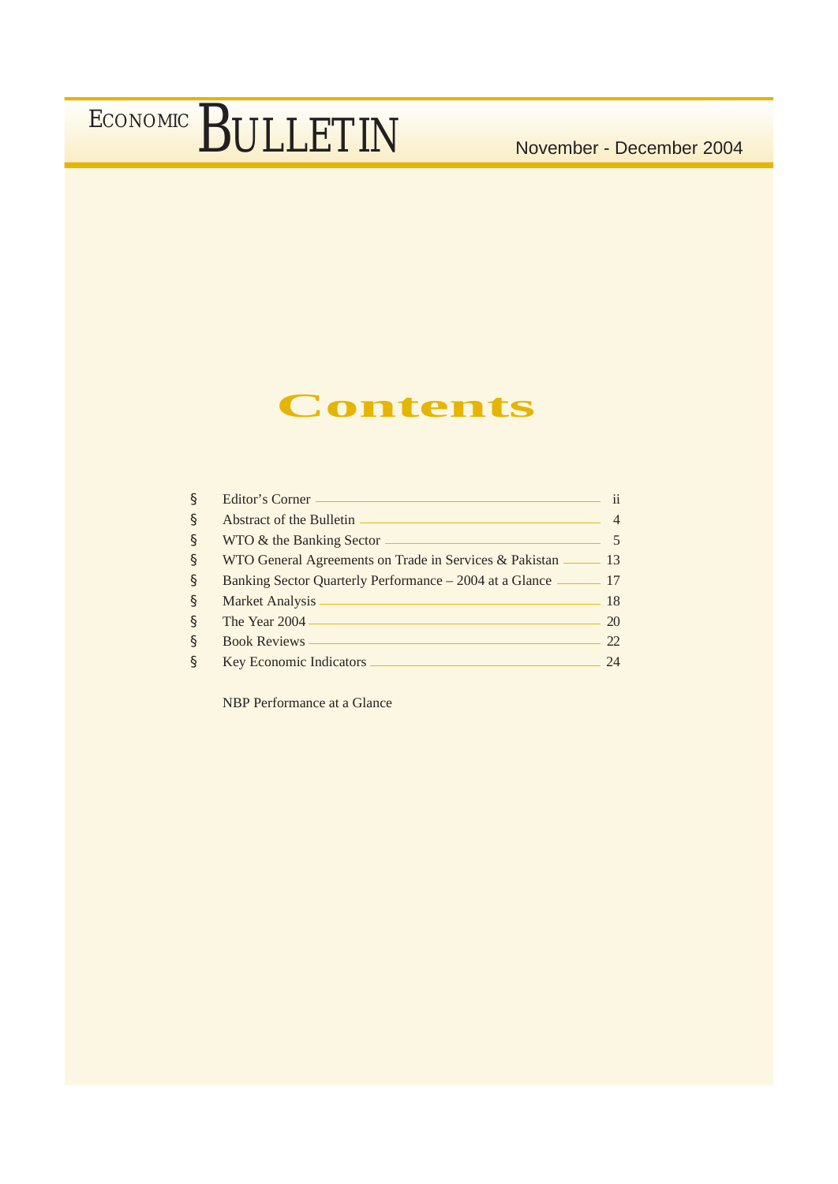# ECONOMIC BULLETIN

November - December 2004

## Contents

- Editor's Corner .......... ii
- Abstract of the Bulletin .......... 4
- WTO & the Banking Sector .......... 5
- WTO General Agreements on Trade in Services & Pakistan .......... 13
- Banking Sector Quarterly Performance – 2004 at a Glance .......... 17
- Market Analysis .......... 18
- The Year 2004 .......... 20
- Book Reviews .......... 22
- Key Economic Indicators .......... 24

NBP Performance at a Glance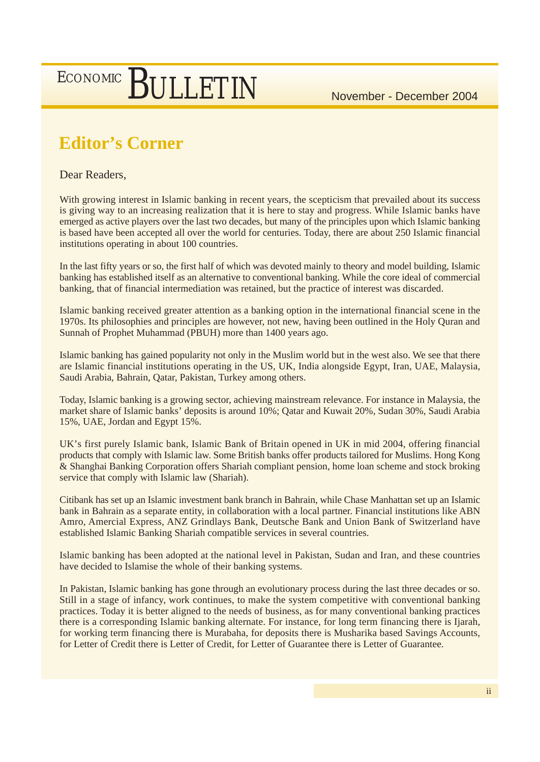## Editor's Corner

Dear Readers,

With growing interest in Islamic banking in recent years, the scepticism that prevailed about its success is giving way to an increasing realization that it is here to stay and progress. While Islamic banks have emerged as active players over the last two decades, but many of the principles upon which Islamic banking is based have been accepted all over the world for centuries. Today, there are about 250 Islamic financial institutions operating in about 100 countries.

In the last fifty years or so, the first half of which was devoted mainly to theory and model building, Islamic banking has established itself as an alternative to conventional banking. While the core ideal of commercial banking, that of financial intermediation was retained, but the practice of interest was discarded.

Islamic banking received greater attention as a banking option in the international financial scene in the 1970s. Its philosophies and principles are however, not new, having been outlined in the Holy Quran and Sunnah of Prophet Muhammad (PBUH) more than 1400 years ago.

Islamic banking has gained popularity not only in the Muslim world but in the west also. We see that there are Islamic financial institutions operating in the US, UK, India alongside Egypt, Iran, UAE, Malaysia, Saudi Arabia, Bahrain, Qatar, Pakistan, Turkey among others.

Today, Islamic banking is a growing sector, achieving mainstream relevance. For instance in Malaysia, the market share of Islamic banks' deposits is around 10%; Qatar and Kuwait 20%, Sudan 30%, Saudi Arabia 15%, UAE, Jordan and Egypt 15%.

UK's first purely Islamic bank, Islamic Bank of Britain opened in UK in mid 2004, offering financial products that comply with Islamic law. Some British banks offer products tailored for Muslims. Hong Kong & Shanghai Banking Corporation offers Shariah compliant pension, home loan scheme and stock broking service that comply with Islamic law (Shariah).

Citibank has set up an Islamic investment bank branch in Bahrain, while Chase Manhattan set up an Islamic bank in Bahrain as a separate entity, in collaboration with a local partner. Financial institutions like ABN Amro, Amercial Express, ANZ Grindlays Bank, Deutsche Bank and Union Bank of Switzerland have established Islamic Banking Shariah compatible services in several countries.

Islamic banking has been adopted at the national level in Pakistan, Sudan and Iran, and these countries have decided to Islamise the whole of their banking systems.

In Pakistan, Islamic banking has gone through an evolutionary process during the last three decades or so. Still in a stage of infancy, work continues, to make the system competitive with conventional banking practices. Today it is better aligned to the needs of business, as for many conventional banking practices there is a corresponding Islamic banking alternate. For instance, for long term financing there is Ijarah, for working term financing there is Murabaha, for deposits there is Musharika based Savings Accounts, for Letter of Credit there is Letter of Credit, for Letter of Guarantee there is Letter of Guarantee.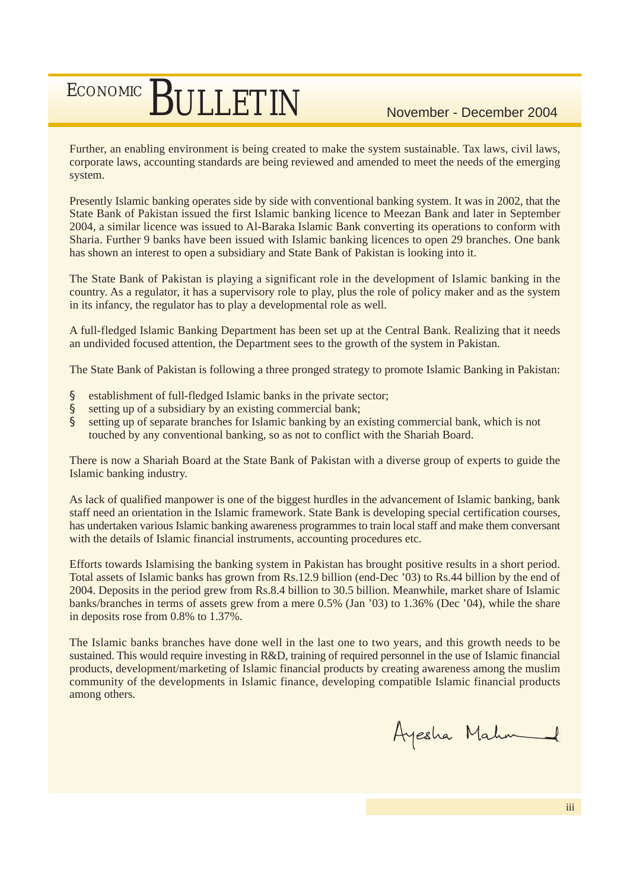Further, an enabling environment is being created to make the system sustainable. Tax laws, civil laws, corporate laws, accounting standards are being reviewed and amended to meet the needs of the emerging system.

Presently Islamic banking operates side by side with conventional banking system. It was in 2002, that the State Bank of Pakistan issued the first Islamic banking licence to Meezan Bank and later in September 2004, a similar licence was issued to Al-Baraka Islamic Bank converting its operations to conform with Sharia. Further 9 banks have been issued with Islamic banking licences to open 29 branches. One bank has shown an interest to open a subsidiary and State Bank of Pakistan is looking into it.

The State Bank of Pakistan is playing a significant role in the development of Islamic banking in the country. As a regulator, it has a supervisory role to play, plus the role of policy maker and as the system in its infancy, the regulator has to play a developmental role as well.

A full-fledged Islamic Banking Department has been set up at the Central Bank. Realizing that it needs an undivided focused attention, the Department sees to the growth of the system in Pakistan.

The State Bank of Pakistan is following a three pronged strategy to promote Islamic Banking in Pakistan:

- establishment of full-fledged Islamic banks in the private sector;
- setting up of a subsidiary by an existing commercial bank;
- setting up of separate branches for Islamic banking by an existing commercial bank, which is not touched by any conventional banking, so as not to conflict with the Shariah Board.

There is now a Shariah Board at the State Bank of Pakistan with a diverse group of experts to guide the Islamic banking industry.

As lack of qualified manpower is one of the biggest hurdles in the advancement of Islamic banking, bank staff need an orientation in the Islamic framework. State Bank is developing special certification courses, has undertaken various Islamic banking awareness programmes to train local staff and make them conversant with the details of Islamic financial instruments, accounting procedures etc.

Efforts towards Islamising the banking system in Pakistan has brought positive results in a short period. Total assets of Islamic banks has grown from Rs.12.9 billion (end-Dec '03) to Rs.44 billion by the end of 2004. Deposits in the period grew from Rs.8.4 billion to 30.5 billion. Meanwhile, market share of Islamic banks/branches in terms of assets grew from a mere 0.5% (Jan '03) to 1.36% (Dec '04), while the share in deposits rose from 0.8% to 1.37%.

The Islamic banks branches have done well in the last one to two years, and this growth needs to be sustained. This would require investing in R&D, training of required personnel in the use of Islamic financial products, development/marketing of Islamic financial products by creating awareness among the muslim community of the developments in Islamic finance, developing compatible Islamic financial products among others.

Ayesha Mahmud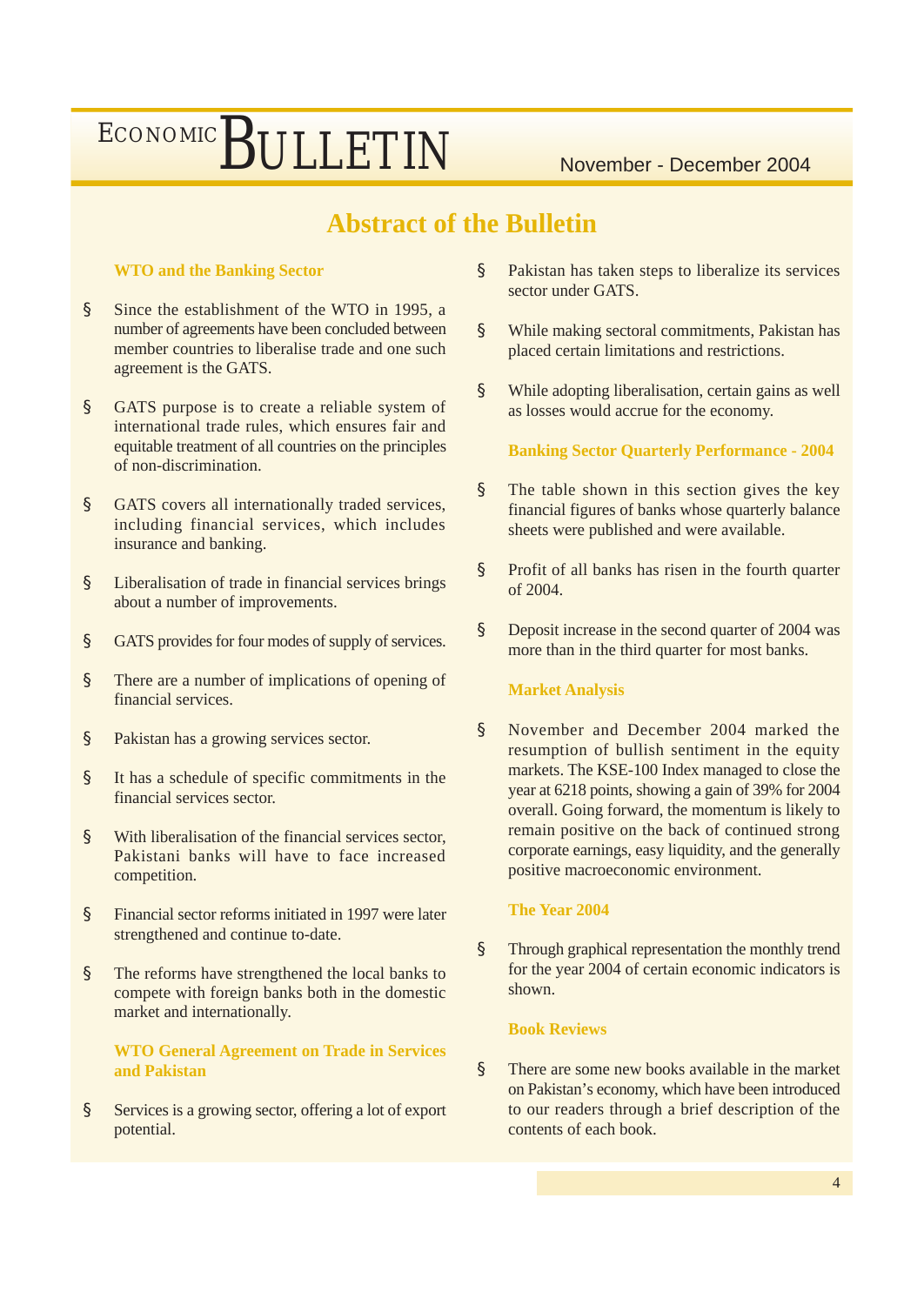# Abstract of the Bulletin

### WTO and the Banking Sector

- Since the establishment of the WTO in 1995, a number of agreements have been concluded between member countries to liberalise trade and one such agreement is the GATS.
- GATS purpose is to create a reliable system of international trade rules, which ensures fair and equitable treatment of all countries on the principles of non-discrimination.
- GATS covers all internationally traded services, including financial services, which includes insurance and banking.
- Liberalisation of trade in financial services brings about a number of improvements.
- GATS provides for four modes of supply of services.
- There are a number of implications of opening of financial services.
- Pakistan has a growing services sector.
- It has a schedule of specific commitments in the financial services sector.
- With liberalisation of the financial services sector, Pakistani banks will have to face increased competition.
- Financial sector reforms initiated in 1997 were later strengthened and continue to-date.
- The reforms have strengthened the local banks to compete with foreign banks both in the domestic market and internationally.

### WTO General Agreement on Trade in Services and Pakistan

- Services is a growing sector, offering a lot of export potential.
- Pakistan has taken steps to liberalize its services sector under GATS.
- While making sectoral commitments, Pakistan has placed certain limitations and restrictions.
- While adopting liberalisation, certain gains as well as losses would accrue for the economy.

### Banking Sector Quarterly Performance - 2004

- The table shown in this section gives the key financial figures of banks whose quarterly balance sheets were published and were available.
- Profit of all banks has risen in the fourth quarter of 2004.
- Deposit increase in the second quarter of 2004 was more than in the third quarter for most banks.

### Market Analysis

- November and December 2004 marked the resumption of bullish sentiment in the equity markets. The KSE-100 Index managed to close the year at 6218 points, showing a gain of 39% for 2004 overall. Going forward, the momentum is likely to remain positive on the back of continued strong corporate earnings, easy liquidity, and the generally positive macroeconomic environment.

### The Year 2004

- Through graphical representation the monthly trend for the year 2004 of certain economic indicators is shown.

### Book Reviews

- There are some new books available in the market on Pakistan's economy, which have been introduced to our readers through a brief description of the contents of each book.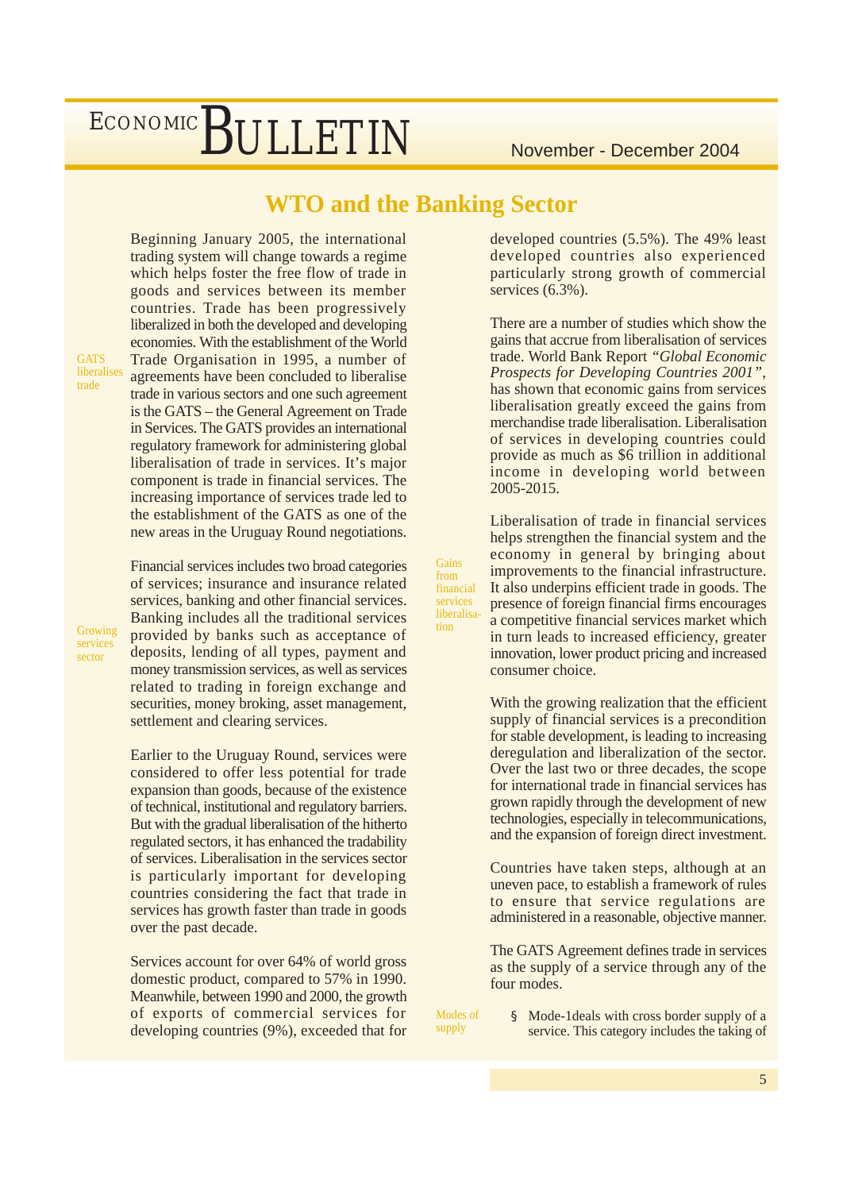# WTO and the Banking Sector

Beginning January 2005, the international trading system will change towards a regime which helps foster the free flow of trade in goods and services between its member countries. Trade has been progressively liberalized in both the developed and developing economies. With the establishment of the World Trade Organisation in 1995, a number of agreements have been concluded to liberalise trade in various sectors and one such agreement is the GATS – the General Agreement on Trade in Services. The GATS provides an international regulatory framework for administering global liberalisation of trade in services. It's major component is trade in financial services. The increasing importance of services trade led to the establishment of the GATS as one of the new areas in the Uruguay Round negotiations.

GATS liberalises trade

Financial services includes two broad categories of services; insurance and insurance related services, banking and other financial services. Banking includes all the traditional services provided by banks such as acceptance of deposits, lending of all types, payment and money transmission services, as well as services related to trading in foreign exchange and securities, money broking, asset management, settlement and clearing services.

Growing services sector

Earlier to the Uruguay Round, services were considered to offer less potential for trade expansion than goods, because of the existence of technical, institutional and regulatory barriers. But with the gradual liberalisation of the hitherto regulated sectors, it has enhanced the tradability of services. Liberalisation in the services sector is particularly important for developing countries considering the fact that trade in services has growth faster than trade in goods over the past decade.

Services account for over 64% of world gross domestic product, compared to 57% in 1990. Meanwhile, between 1990 and 2000, the growth of exports of commercial services for developing countries (9%), exceeded that for developed countries (5.5%). The 49% least developed countries also experienced particularly strong growth of commercial services (6.3%).

There are a number of studies which show the gains that accrue from liberalisation of services trade. World Bank Report *"Global Economic Prospects for Developing Countries 2001"*, has shown that economic gains from services liberalisation greatly exceed the gains from merchandise trade liberalisation. Liberalisation of services in developing countries could provide as much as $6 trillion in additional income in developing world between 2005-2015.

Gains from financial services liberalisation

Liberalisation of trade in financial services helps strengthen the financial system and the economy in general by bringing about improvements to the financial infrastructure. It also underpins efficient trade in goods. The presence of foreign financial firms encourages a competitive financial services market which in turn leads to increased efficiency, greater innovation, lower product pricing and increased consumer choice.

With the growing realization that the efficient supply of financial services is a precondition for stable development, is leading to increasing deregulation and liberalization of the sector. Over the last two or three decades, the scope for international trade in financial services has grown rapidly through the development of new technologies, especially in telecommunications, and the expansion of foreign direct investment.

Countries have taken steps, although at an uneven pace, to establish a framework of rules to ensure that service regulations are administered in a reasonable, objective manner.

The GATS Agreement defines trade in services as the supply of a service through any of the four modes.

Modes of supply

- Mode-1deals with cross border supply of a service. This category includes the taking of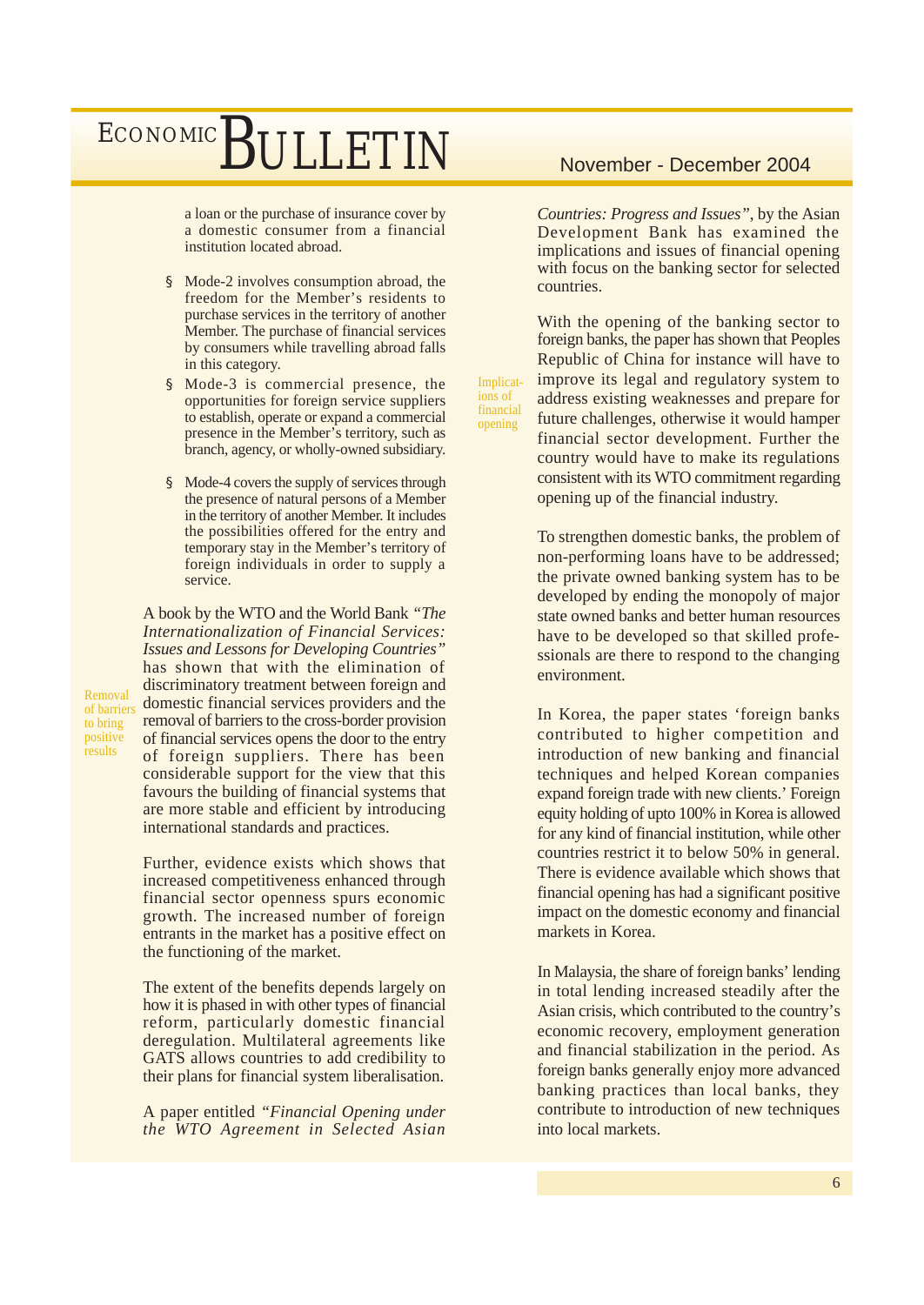a loan or the purchase of insurance cover by a domestic consumer from a financial institution located abroad.

- Mode-2 involves consumption abroad, the freedom for the Member's residents to purchase services in the territory of another Member. The purchase of financial services by consumers while travelling abroad falls in this category.
- Mode-3 is commercial presence, the opportunities for foreign service suppliers to establish, operate or expand a commercial presence in the Member's territory, such as branch, agency, or wholly-owned subsidiary.
- Mode-4 covers the supply of services through the presence of natural persons of a Member in the territory of another Member. It includes the possibilities offered for the entry and temporary stay in the Member's territory of foreign individuals in order to supply a service.

*Removal of barriers to bring positive results*

A book by the WTO and the World Bank *"The Internationalization of Financial Services: Issues and Lessons for Developing Countries"* has shown that with the elimination of discriminatory treatment between foreign and domestic financial services providers and the removal of barriers to the cross-border provision of financial services opens the door to the entry of foreign suppliers. There has been considerable support for the view that this favours the building of financial systems that are more stable and efficient by introducing international standards and practices.

Further, evidence exists which shows that increased competitiveness enhanced through financial sector openness spurs economic growth. The increased number of foreign entrants in the market has a positive effect on the functioning of the market.

The extent of the benefits depends largely on how it is phased in with other types of financial reform, particularly domestic financial deregulation. Multilateral agreements like GATS allows countries to add credibility to their plans for financial system liberalisation.

A paper entitled *"Financial Opening under the WTO Agreement in Selected Asian Countries: Progress and Issues"*, by the Asian Development Bank has examined the implications and issues of financial opening with focus on the banking sector for selected countries.

*Implications of financial opening*

With the opening of the banking sector to foreign banks, the paper has shown that Peoples Republic of China for instance will have to improve its legal and regulatory system to address existing weaknesses and prepare for future challenges, otherwise it would hamper financial sector development. Further the country would have to make its regulations consistent with its WTO commitment regarding opening up of the financial industry.

To strengthen domestic banks, the problem of non-performing loans have to be addressed; the private owned banking system has to be developed by ending the monopoly of major state owned banks and better human resources have to be developed so that skilled professionals are there to respond to the changing environment.

In Korea, the paper states 'foreign banks contributed to higher competition and introduction of new banking and financial techniques and helped Korean companies expand foreign trade with new clients.' Foreign equity holding of upto 100% in Korea is allowed for any kind of financial institution, while other countries restrict it to below 50% in general. There is evidence available which shows that financial opening has had a significant positive impact on the domestic economy and financial markets in Korea.

In Malaysia, the share of foreign banks' lending in total lending increased steadily after the Asian crisis, which contributed to the country's economic recovery, employment generation and financial stabilization in the period. As foreign banks generally enjoy more advanced banking practices than local banks, they contribute to introduction of new techniques into local markets.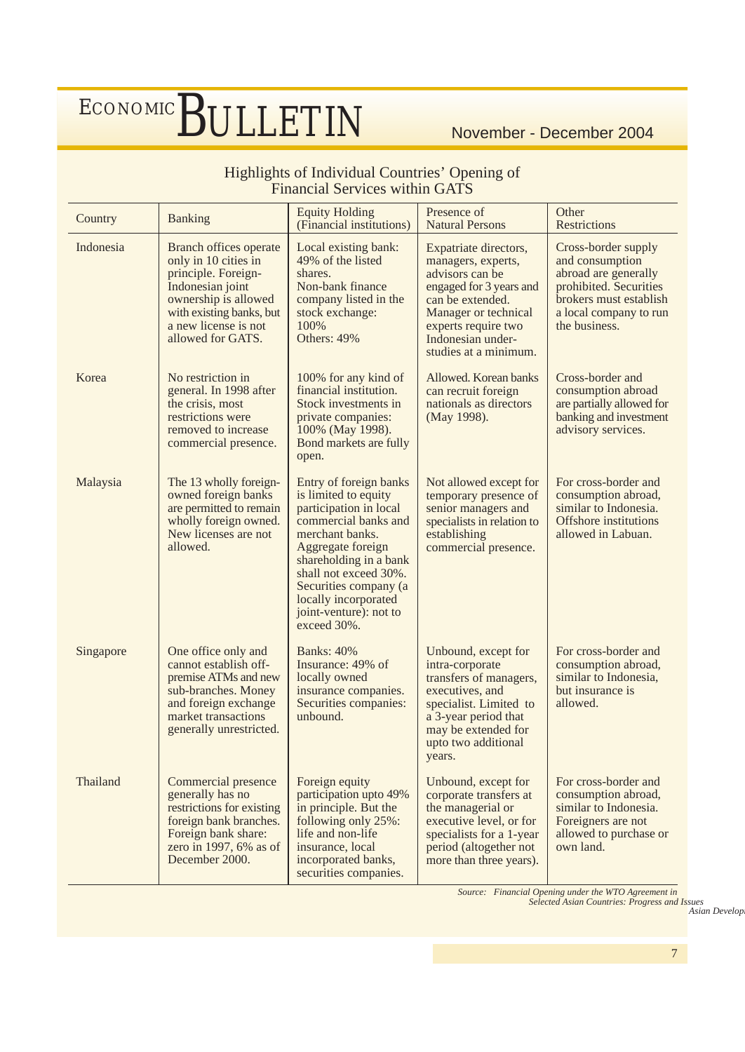## Highlights of Individual Countries' Opening of Financial Services within GATS

| Country | Banking | Equity Holding (Financial institutions) | Presence of Natural Persons | Other Restrictions |
|---|---|---|---|---|
| Indonesia | Branch offices operate only in 10 cities in principle. Foreign-Indonesian joint ownership is allowed with existing banks, but a new license is not allowed for GATS. | Local existing bank: 49% of the listed shares. Non-bank finance company listed in the stock exchange: 100% Others: 49% | Expatriate directors, managers, experts, advisors can be engaged for 3 years and can be extended. Manager or technical experts require two Indonesian under-studies at a minimum. | Cross-border supply and consumption abroad are generally prohibited. Securities brokers must establish a local company to run the business. |
| Korea | No restriction in general. In 1998 after the crisis, most restrictions were removed to increase commercial presence. | 100% for any kind of financial institution. Stock investments in private companies: 100% (May 1998). Bond markets are fully open. | Allowed. Korean banks can recruit foreign nationals as directors (May 1998). | Cross-border and consumption abroad are partially allowed for banking and investment advisory services. |
| Malaysia | The 13 wholly foreign-owned foreign banks are permitted to remain wholly foreign owned. New licenses are not allowed. | Entry of foreign banks is limited to equity participation in local commercial banks and merchant banks. Aggregate foreign shareholding in a bank shall not exceed 30%. Securities company (a locally incorporated joint-venture): not to exceed 30%. | Not allowed except for temporary presence of senior managers and specialists in relation to establishing commercial presence. | For cross-border and consumption abroad, similar to Indonesia. Offshore institutions allowed in Labuan. |
| Singapore | One office only and cannot establish off-premise ATMs and new sub-branches. Money and foreign exchange market transactions generally unrestricted. | Banks: 40% Insurance: 49% of locally owned insurance companies. Securities companies: unbound. | Unbound, except for intra-corporate transfers of managers, executives, and specialist. Limited to a 3-year period that may be extended for upto two additional years. | For cross-border and consumption abroad, similar to Indonesia, but insurance is allowed. |
| Thailand | Commercial presence generally has no restrictions for existing foreign bank branches. Foreign bank share: zero in 1997, 6% as of December 2000. | Foreign equity participation upto 49% in principle. But the following only 25%: life and non-life insurance, local incorporated banks, securities companies. | Unbound, except for corporate transfers at the managerial or executive level, or for specialists for a 1-year period (altogether not more than three years). | For cross-border and consumption abroad, similar to Indonesia. Foreigners are not allowed to purchase or own land. |

*Source: Financial Opening under the WTO Agreement in Selected Asian Countries: Progress and Issues, Asian Develop...*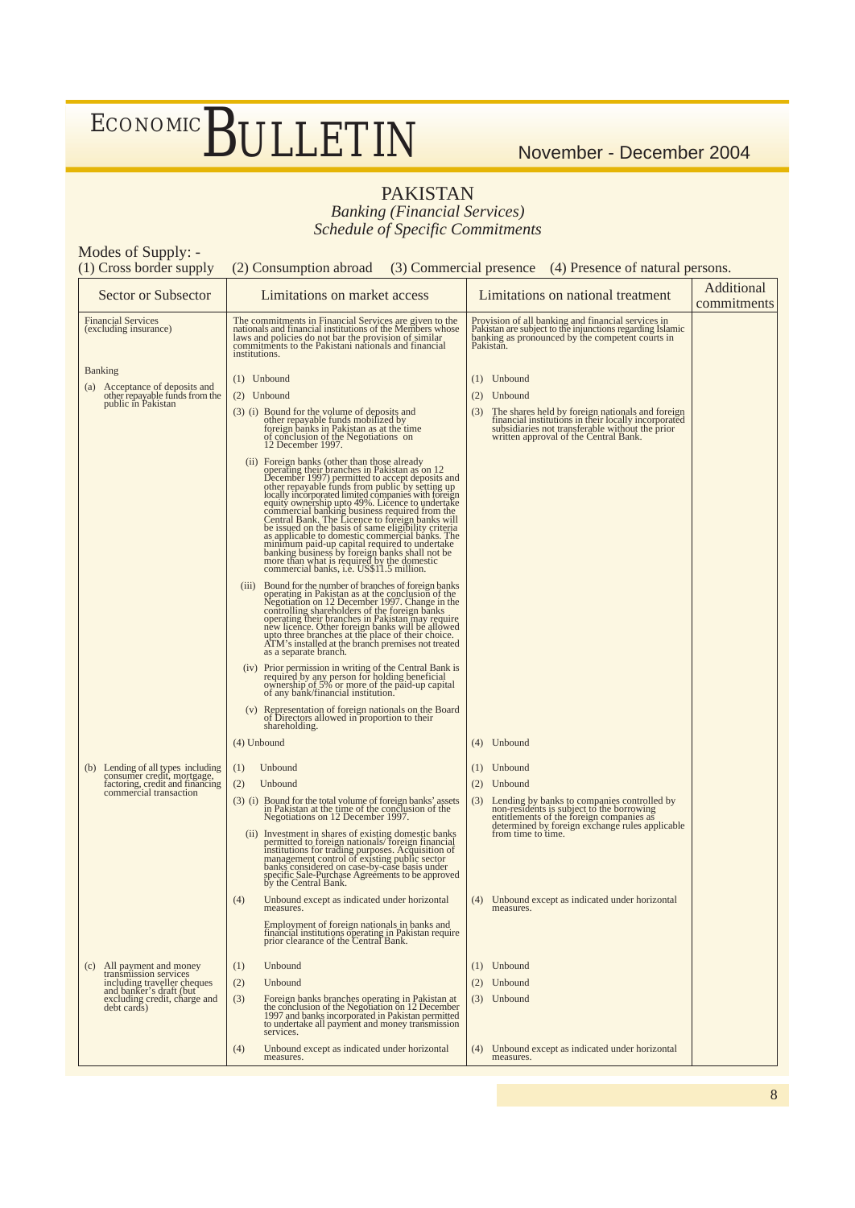# PAKISTAN

*Banking (Financial Services)*
*Schedule of Specific Commitments*

Modes of Supply: -
(1) Cross border supply (2) Consumption abroad (3) Commercial presence (4) Presence of natural persons.

| Sector or Subsector | Limitations on market access | Limitations on national treatment | Additional commitments |
|---|---|---|---|
| Financial Services (excluding insurance) | The commitments in Financial Services are given to the nationals and financial institutions of the Members whose laws and policies do not bar the provision of similar commitments to the Pakistani nationals and financial institutions. | Provision of all banking and financial services in Pakistan are subject to the injunctions regarding Islamic banking as pronounced by the competent courts in Pakistan. | |
| Banking | | | |
| (a) Acceptance of deposits and other repayable funds from the public in Pakistan | (1) Unbound<br>(2) Unbound<br>(3) (i) Bound for the volume of deposits and other repayable funds mobilized by foreign banks in Pakistan as at the time of conclusion of the Negotiations on 12 December 1997.<br>(ii) Foreign banks (other than those already operating their branches in Pakistan as on 12 December 1997) permitted to accept deposits and other repayable funds from public by setting up locally incorporated limited companies with foreign equity ownership upto 49%. Licence to undertake commercial banking business required from the Central Bank. The Licence to foreign banks will be issued on the basis of same eligibility criteria as applicable to domestic commercial banks. The minimum paid-up capital required to undertake banking business by foreign banks shall not be more than what is required by the domestic commercial banks, i.e. US$11.5 million.<br>(iii) Bound for the number of branches of foreign banks operating in Pakistan as at the conclusion of the Negotiation on 12 December 1997. Change in the controlling shareholders of the foreign banks operating their branches in Pakistan may require new licence. Other foreign banks will be allowed upto three branches at the place of their choice. ATM's installed at the branch premises not treated as a separate branch.<br>(iv) Prior permission in writing of the Central Bank is required by any person for holding beneficial ownership of 5% or more of the paid-up capital of any bank/financial institution.<br>(v) Representation of foreign nationals on the Board of Directors allowed in proportion to their shareholding.<br>(4) Unbound | (1) Unbound<br>(2) Unbound<br>(3) The shares held by foreign nationals and foreign financial institutions in their locally incorporated subsidiaries not transferable without the prior written approval of the Central Bank.<br>(4) Unbound | |
| (b) Lending of all types including consumer credit, mortgage, factoring, credit and financing commercial transaction | (1) Unbound<br>(2) Unbound<br>(3) (i) Bound for the total volume of foreign banks' assets in Pakistan at the time of the conclusion of the Negotiations on 12 December 1997.<br>(ii) Investment in shares of existing domestic banks permitted to foreign nationals/ foreign financial institutions for trading purposes. Acquisition of management control of existing public sector banks considered on case-by-case basis under specific Sale-Purchase Agreements to be approved by the Central Bank.<br>(4) Unbound except as indicated under horizontal measures.<br>Employment of foreign nationals in banks and financial institutions operating in Pakistan require prior clearance of the Central Bank. | (1) Unbound<br>(2) Unbound<br>(3) Lending by banks to companies controlled by non-residents is subject to the borrowing entitlements of the foreign companies as determined by foreign exchange rules applicable from time to time.<br>(4) Unbound except as indicated under horizontal measures. | |
| (c) All payment and money transmission services including traveller cheques and banker's draft (but excluding credit, charge and debt cards) | (1) Unbound<br>(2) Unbound<br>(3) Foreign banks branches operating in Pakistan at the conclusion of the Negotiation on 12 December 1997 and banks incorporated in Pakistan permitted to undertake all payment and money transmission services.<br>(4) Unbound except as indicated under horizontal measures. | (1) Unbound<br>(2) Unbound<br>(3) Unbound<br>(4) Unbound except as indicated under horizontal measures. | |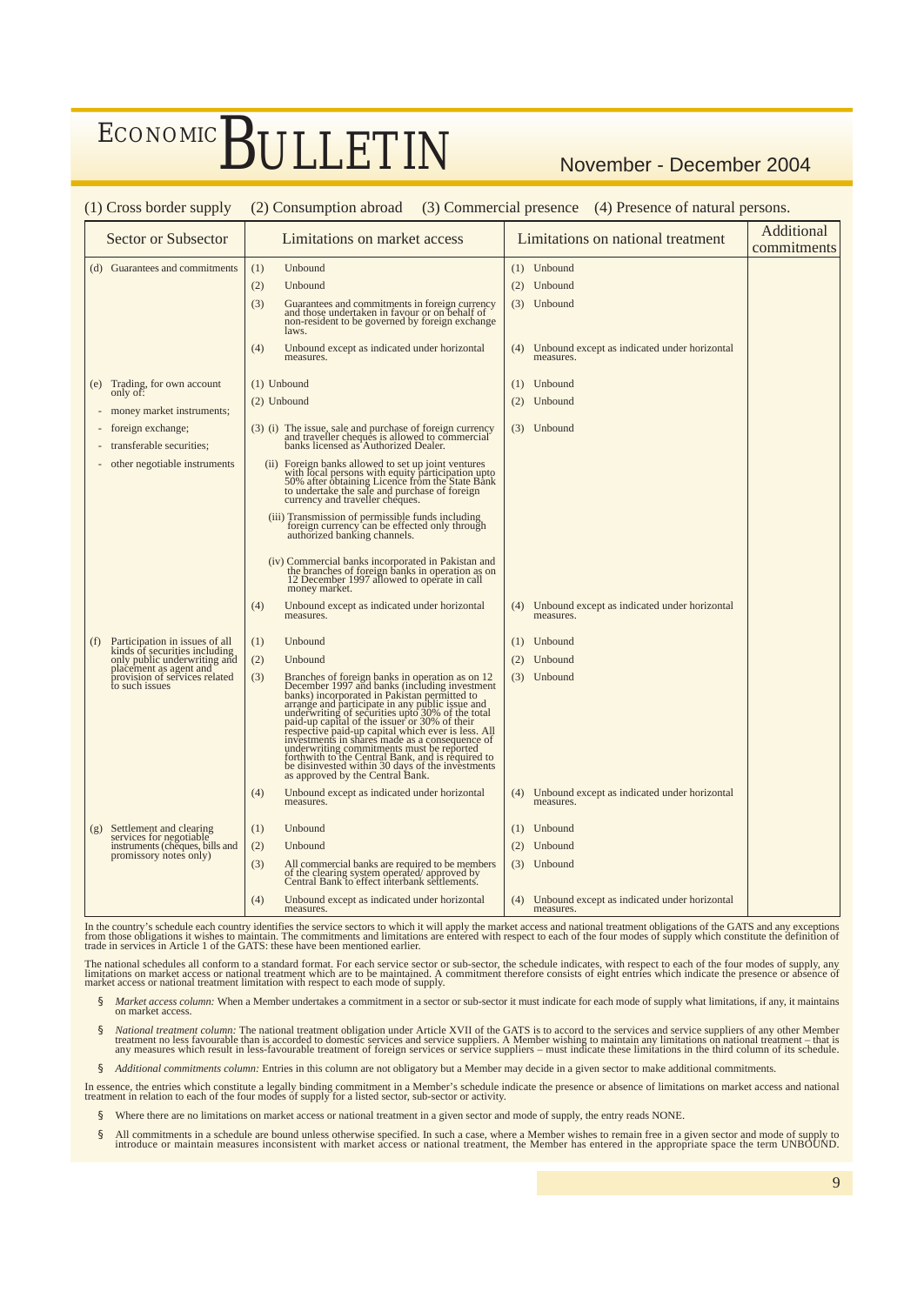(1) Cross border supply (2) Consumption abroad (3) Commercial presence (4) Presence of natural persons.

| Sector or Subsector | Limitations on market access | Limitations on national treatment | Additional commitments |
|---|---|---|---|
| (d) Guarantees and commitments | (1) Unbound<br>(2) Unbound<br>(3) Guarantees and commitments in foreign currency and those undertaken in favour or on behalf of non-resident to be governed by foreign exchange laws.<br>(4) Unbound except as indicated under horizontal measures. | (1) Unbound<br>(2) Unbound<br>(3) Unbound<br>(4) Unbound except as indicated under horizontal measures. | |
| (e) Trading, for own account only of:<br>- money market instruments;<br>- foreign exchange;<br>- transferable securities;<br>- other negotiable instruments | (1) Unbound<br>(2) Unbound<br>(3) (i) The issue, sale and purchase of foreign currency and traveller cheques is allowed to commercial banks licensed as Authorized Dealer.<br>(ii) Foreign banks allowed to set up joint ventures with local persons with equity participation upto 50% after obtaining Licence from the State Bank to undertake the sale and purchase of foreign currency and traveller cheques.<br>(iii) Transmission of permissible funds including foreign currency can be effected only through authorized banking channels.<br>(iv) Commercial banks incorporated in Pakistan and the branches of foreign banks in operation as on 12 December 1997 allowed to operate in call money market.<br>(4) Unbound except as indicated under horizontal measures. | (1) Unbound<br>(2) Unbound<br>(3) Unbound<br>(4) Unbound except as indicated under horizontal measures. | |
| (f) Participation in issues of all kinds of securities including only public underwriting and placement as agent and provision of services related to such issues | (1) Unbound<br>(2) Unbound<br>(3) Branches of foreign banks in operation as on 12 December 1997 and banks (including investment banks) incorporated in Pakistan permitted to arrange and participate in any public issue and underwriting of securities upto 30% of the total paid-up capital of the issuer or 30% of their respective paid-up capital which ever is less. All investments in shares made as a consequence of underwriting commitments must be reported forthwith to the Central Bank, and is required to be disinvested within 30 days of the investments as approved by the Central Bank.<br>(4) Unbound except as indicated under horizontal measures. | (1) Unbound<br>(2) Unbound<br>(3) Unbound<br>(4) Unbound except as indicated under horizontal measures. | |
| (g) Settlement and clearing services for negotiable instruments (cheques, bills and promissory notes only) | (1) Unbound<br>(2) Unbound<br>(3) All commercial banks are required to be members of the clearing system operated/ approved by Central Bank to effect interbank settlements.<br>(4) Unbound except as indicated under horizontal measures. | (1) Unbound<br>(2) Unbound<br>(3) Unbound<br>(4) Unbound except as indicated under horizontal measures. | |

In the country's schedule each country identifies the service sectors to which it will apply the market access and national treatment obligations of the GATS and any exceptions from those obligations it wishes to maintain. The commitments and limitations are entered with respect to each of the four modes of supply which constitute the definition of trade in services in Article 1 of the GATS: these have been mentioned earlier.

The national schedules all conform to a standard format. For each service sector or sub-sector, the schedule indicates, with respect to each of the four modes of supply, any limitations on market access or national treatment which are to be maintained. A commitment therefore consists of eight entries which indicate the presence or absence of market access or national treatment limitation with respect to each mode of supply.

- *Market access column:* When a Member undertakes a commitment in a sector or sub-sector it must indicate for each mode of supply what limitations, if any, it maintains on market access.
- *National treatment column:* The national treatment obligation under Article XVII of the GATS is to accord to the services and service suppliers of any other Member treatment no less favourable than is accorded to domestic services and service suppliers. A Member wishing to maintain any limitations on national treatment – that is any measures which result in less-favourable treatment of foreign services or service suppliers – must indicate these limitations in the third column of its schedule.
- *Additional commitments column:* Entries in this column are not obligatory but a Member may decide in a given sector to make additional commitments.

In essence, the entries which constitute a legally binding commitment in a Member's schedule indicate the presence or absence of limitations on market access and national treatment in relation to each of the four modes of supply for a listed sector, sub-sector or activity.

- Where there are no limitations on market access or national treatment in a given sector and mode of supply, the entry reads NONE.
- All commitments in a schedule are bound unless otherwise specified. In such a case, where a Member wishes to remain free in a given sector and mode of supply to introduce or maintain measures inconsistent with market access or national treatment, the Member has entered in the appropriate space the term UNBOUND.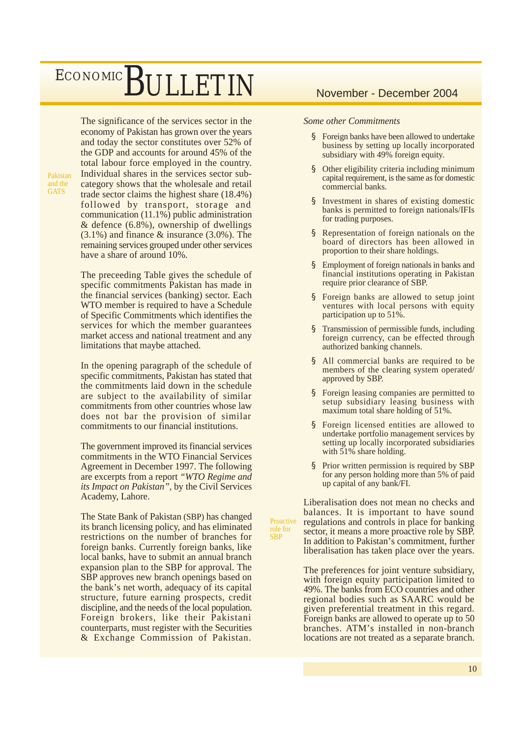Pakistan and the GATS

The significance of the services sector in the economy of Pakistan has grown over the years and today the sector constitutes over 52% of the GDP and accounts for around 45% of the total labour force employed in the country. Individual shares in the services sector sub-category shows that the wholesale and retail trade sector claims the highest share (18.4%) followed by transport, storage and communication (11.1%) public administration & defence (6.8%), ownership of dwellings (3.1%) and finance & insurance (3.0%). The remaining services grouped under other services have a share of around 10%.

The preceeding Table gives the schedule of specific commitments Pakistan has made in the financial services (banking) sector. Each WTO member is required to have a Schedule of Specific Commitments which identifies the services for which the member guarantees market access and national treatment and any limitations that maybe attached.

In the opening paragraph of the schedule of specific commitments, Pakistan has stated that the commitments laid down in the schedule are subject to the availability of similar commitments from other countries whose law does not bar the provision of similar commitments to our financial institutions.

The government improved its financial services commitments in the WTO Financial Services Agreement in December 1997. The following are excerpts from a report *"WTO Regime and its Impact on Pakistan"*, by the Civil Services Academy, Lahore.

The State Bank of Pakistan (SBP) has changed its branch licensing policy, and has eliminated restrictions on the number of branches for foreign banks. Currently foreign banks, like local banks, have to submit an annual branch expansion plan to the SBP for approval. The SBP approves new branch openings based on the bank's net worth, adequacy of its capital structure, future earning prospects, credit discipline, and the needs of the local population. Foreign brokers, like their Pakistani counterparts, must register with the Securities & Exchange Commission of Pakistan.

*Some other Commitments*

- Foreign banks have been allowed to undertake business by setting up locally incorporated subsidiary with 49% foreign equity.
- Other eligibility criteria including minimum capital requirement, is the same as for domestic commercial banks.
- Investment in shares of existing domestic banks is permitted to foreign nationals/IFIs for trading purposes.
- Representation of foreign nationals on the board of directors has been allowed in proportion to their share holdings.
- Employment of foreign nationals in banks and financial institutions operating in Pakistan require prior clearance of SBP.
- Foreign banks are allowed to setup joint ventures with local persons with equity participation up to 51%.
- Transmission of permissible funds, including foreign currency, can be effected through authorized banking channels.
- All commercial banks are required to be members of the clearing system operated/ approved by SBP.
- Foreign leasing companies are permitted to setup subsidiary leasing business with maximum total share holding of 51%.
- Foreign licensed entities are allowed to undertake portfolio management services by setting up locally incorporated subsidiaries with 51% share holding.
- Prior written permission is required by SBP for any person holding more than 5% of paid up capital of any bank/FI.

Proactive role for SBP

Liberalisation does not mean no checks and balances. It is important to have sound regulations and controls in place for banking sector, it means a more proactive role by SBP. In addition to Pakistan's commitment, further liberalisation has taken place over the years.

The preferences for joint venture subsidiary, with foreign equity participation limited to 49%. The banks from ECO countries and other regional bodies such as SAARC would be given preferential treatment in this regard. Foreign banks are allowed to operate up to 50 branches. ATM's installed in non-branch locations are not treated as a separate branch.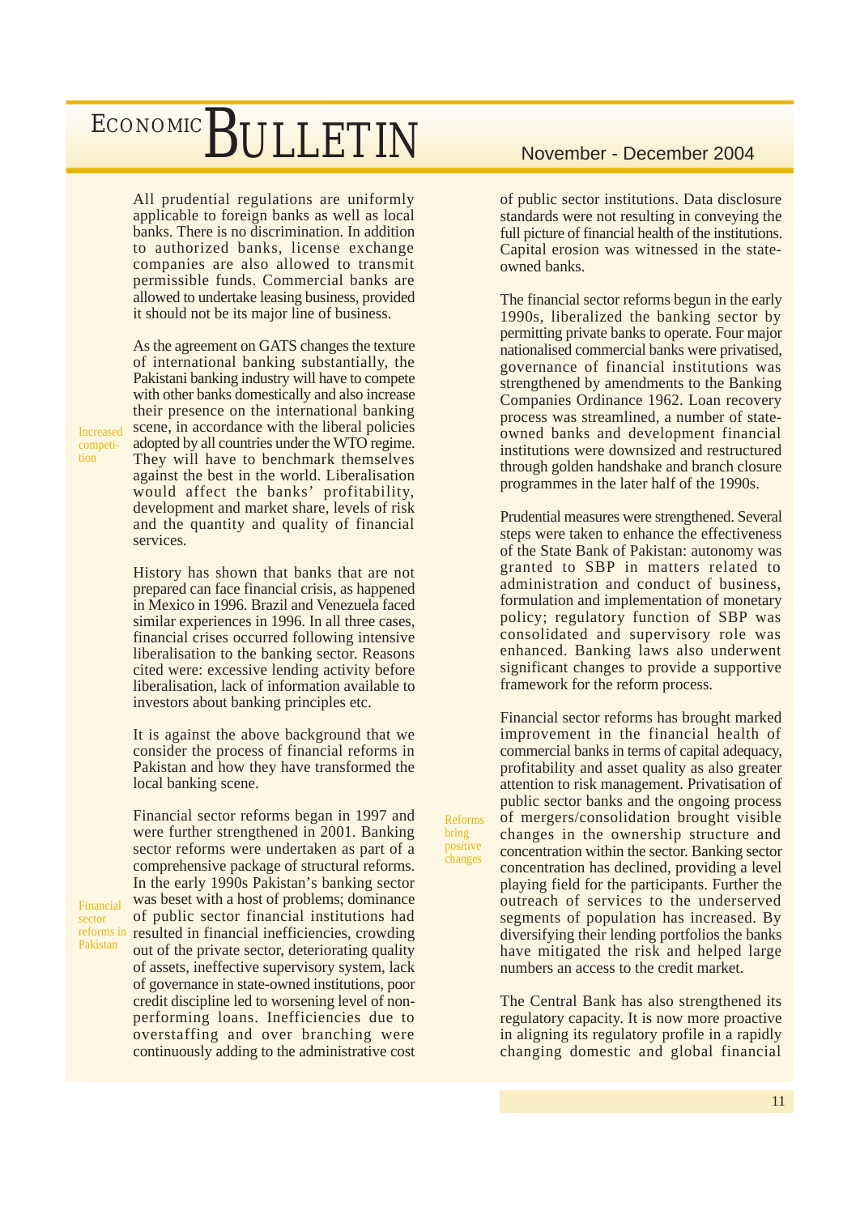All prudential regulations are uniformly applicable to foreign banks as well as local banks. There is no discrimination. In addition to authorized banks, license exchange companies are also allowed to transmit permissible funds. Commercial banks are allowed to undertake leasing business, provided it should not be its major line of business.

*Increased competition*

As the agreement on GATS changes the texture of international banking substantially, the Pakistani banking industry will have to compete with other banks domestically and also increase their presence on the international banking scene, in accordance with the liberal policies adopted by all countries under the WTO regime. They will have to benchmark themselves against the best in the world. Liberalisation would affect the banks' profitability, development and market share, levels of risk and the quantity and quality of financial services.

History has shown that banks that are not prepared can face financial crisis, as happened in Mexico in 1996. Brazil and Venezuela faced similar experiences in 1996. In all three cases, financial crises occurred following intensive liberalisation to the banking sector. Reasons cited were: excessive lending activity before liberalisation, lack of information available to investors about banking principles etc.

It is against the above background that we consider the process of financial reforms in Pakistan and how they have transformed the local banking scene.

*Financial sector reforms in Pakistan*

Financial sector reforms began in 1997 and were further strengthened in 2001. Banking sector reforms were undertaken as part of a comprehensive package of structural reforms. In the early 1990s Pakistan's banking sector was beset with a host of problems; dominance of public sector financial institutions had resulted in financial inefficiencies, crowding out of the private sector, deteriorating quality of assets, ineffective supervisory system, lack of governance in state-owned institutions, poor credit discipline led to worsening level of non-performing loans. Inefficiencies due to overstaffing and over branching were continuously adding to the administrative cost of public sector institutions. Data disclosure standards were not resulting in conveying the full picture of financial health of the institutions. Capital erosion was witnessed in the state-owned banks.

The financial sector reforms begun in the early 1990s, liberalized the banking sector by permitting private banks to operate. Four major nationalised commercial banks were privatised, governance of financial institutions was strengthened by amendments to the Banking Companies Ordinance 1962. Loan recovery process was streamlined, a number of state-owned banks and development financial institutions were downsized and restructured through golden handshake and branch closure programmes in the later half of the 1990s.

Prudential measures were strengthened. Several steps were taken to enhance the effectiveness of the State Bank of Pakistan: autonomy was granted to SBP in matters related to administration and conduct of business, formulation and implementation of monetary policy; regulatory function of SBP was consolidated and supervisory role was enhanced. Banking laws also underwent significant changes to provide a supportive framework for the reform process.

*Reforms bring positive changes*

Financial sector reforms has brought marked improvement in the financial health of commercial banks in terms of capital adequacy, profitability and asset quality as also greater attention to risk management. Privatisation of public sector banks and the ongoing process of mergers/consolidation brought visible changes in the ownership structure and concentration within the sector. Banking sector concentration has declined, providing a level playing field for the participants. Further the outreach of services to the underserved segments of population has increased. By diversifying their lending portfolios the banks have mitigated the risk and helped large numbers an access to the credit market.

The Central Bank has also strengthened its regulatory capacity. It is now more proactive in aligning its regulatory profile in a rapidly changing domestic and global financial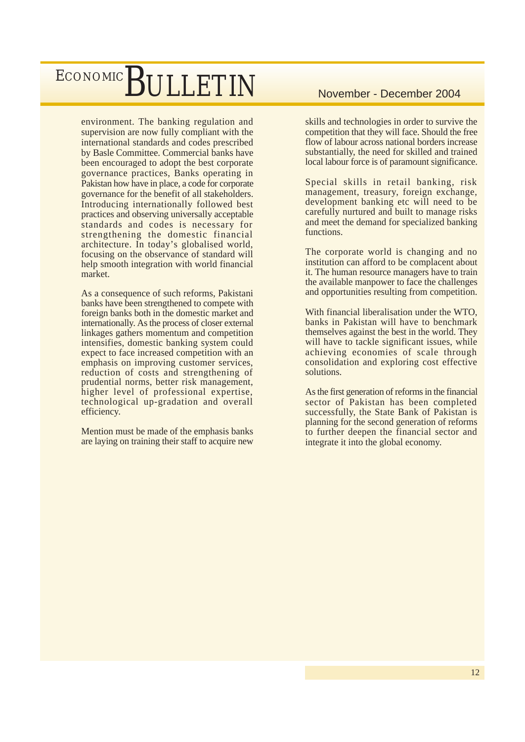environment. The banking regulation and supervision are now fully compliant with the international standards and codes prescribed by Basle Committee. Commercial banks have been encouraged to adopt the best corporate governance practices, Banks operating in Pakistan how have in place, a code for corporate governance for the benefit of all stakeholders. Introducing internationally followed best practices and observing universally acceptable standards and codes is necessary for strengthening the domestic financial architecture. In today's globalised world, focusing on the observance of standard will help smooth integration with world financial market.

As a consequence of such reforms, Pakistani banks have been strengthened to compete with foreign banks both in the domestic market and internationally. As the process of closer external linkages gathers momentum and competition intensifies, domestic banking system could expect to face increased competition with an emphasis on improving customer services, reduction of costs and strengthening of prudential norms, better risk management, higher level of professional expertise, technological up-gradation and overall efficiency.

Mention must be made of the emphasis banks are laying on training their staff to acquire new skills and technologies in order to survive the competition that they will face. Should the free flow of labour across national borders increase substantially, the need for skilled and trained local labour force is of paramount significance.

Special skills in retail banking, risk management, treasury, foreign exchange, development banking etc will need to be carefully nurtured and built to manage risks and meet the demand for specialized banking functions.

The corporate world is changing and no institution can afford to be complacent about it. The human resource managers have to train the available manpower to face the challenges and opportunities resulting from competition.

With financial liberalisation under the WTO, banks in Pakistan will have to benchmark themselves against the best in the world. They will have to tackle significant issues, while achieving economies of scale through consolidation and exploring cost effective solutions.

As the first generation of reforms in the financial sector of Pakistan has been completed successfully, the State Bank of Pakistan is planning for the second generation of reforms to further deepen the financial sector and integrate it into the global economy.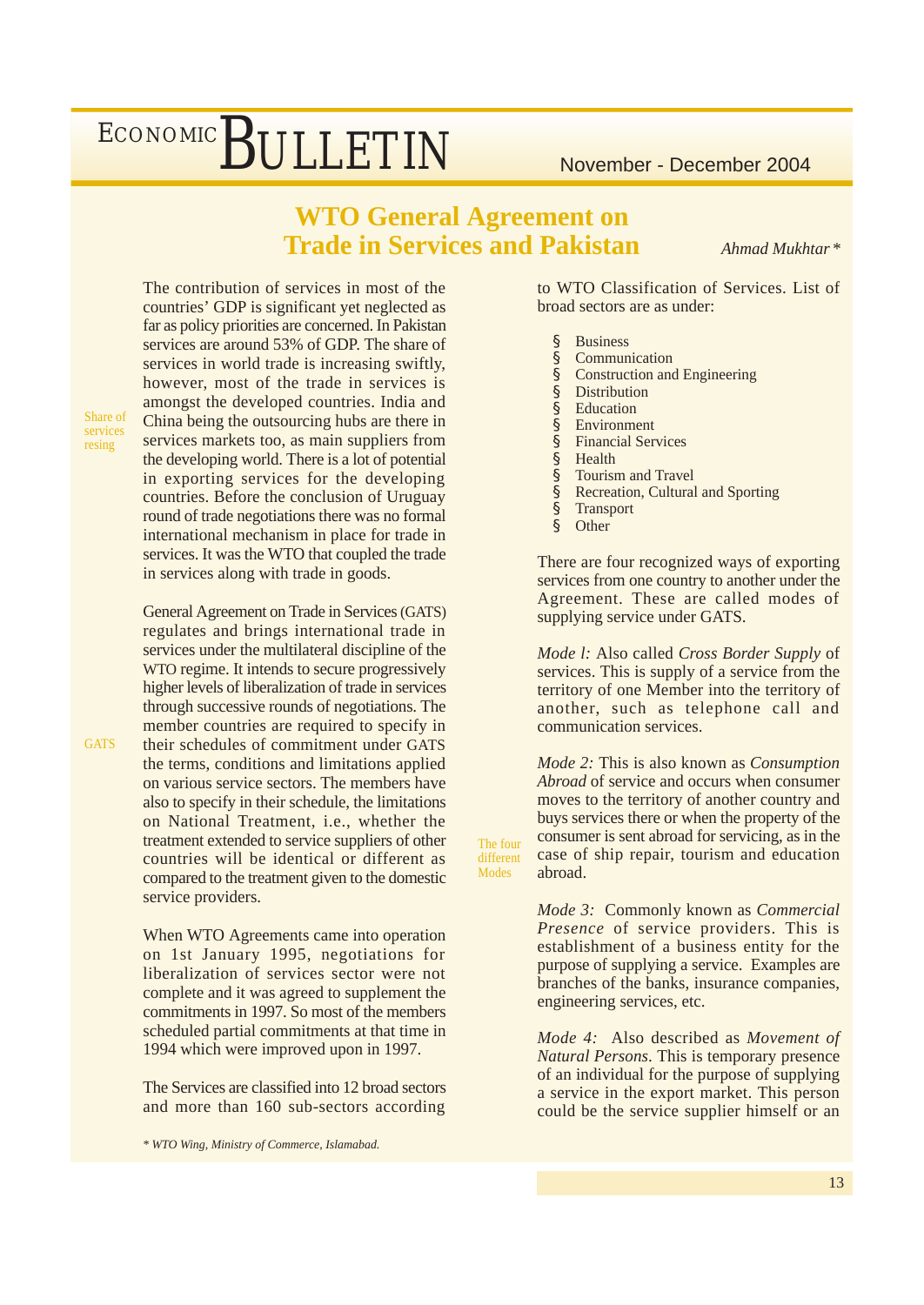# WTO General Agreement on Trade in Services and Pakistan

*Ahmad Mukhtar \**

The contribution of services in most of the countries' GDP is significant yet neglected as far as policy priorities are concerned. In Pakistan services are around 53% of GDP. The share of services in world trade is increasing swiftly, however, most of the trade in services is amongst the developed countries. India and China being the outsourcing hubs are there in services markets too, as main suppliers from the developing world. There is a lot of potential in exporting services for the developing countries. Before the conclusion of Uruguay round of trade negotiations there was no formal international mechanism in place for trade in services. It was the WTO that coupled the trade in services along with trade in goods.

General Agreement on Trade in Services (GATS) regulates and brings international trade in services under the multilateral discipline of the WTO regime. It intends to secure progressively higher levels of liberalization of trade in services through successive rounds of negotiations. The member countries are required to specify in their schedules of commitment under GATS the terms, conditions and limitations applied on various service sectors. The members have also to specify in their schedule, the limitations on National Treatment, i.e., whether the treatment extended to service suppliers of other countries will be identical or different as compared to the treatment given to the domestic service providers.

When WTO Agreements came into operation on 1st January 1995, negotiations for liberalization of services sector were not complete and it was agreed to supplement the commitments in 1997. So most of the members scheduled partial commitments at that time in 1994 which were improved upon in 1997.

The Services are classified into 12 broad sectors and more than 160 sub-sectors according to WTO Classification of Services. List of broad sectors are as under:

- Business
- Communication
- Construction and Engineering
- Distribution
- Education
- Environment
- Financial Services
- Health
- Tourism and Travel
- Recreation, Cultural and Sporting
- Transport
- Other

There are four recognized ways of exporting services from one country to another under the Agreement. These are called modes of supplying service under GATS.

*Mode l:* Also called *Cross Border Supply* of services. This is supply of a service from the territory of one Member into the territory of another, such as telephone call and communication services.

*Mode 2:* This is also known as *Consumption Abroad* of service and occurs when consumer moves to the territory of another country and buys services there or when the property of the consumer is sent abroad for servicing, as in the case of ship repair, tourism and education abroad.

*Mode 3:* Commonly known as *Commercial Presence* of service providers. This is establishment of a business entity for the purpose of supplying a service. Examples are branches of the banks, insurance companies, engineering services, etc.

*Mode 4:* Also described as *Movement of Natural Persons*. This is temporary presence of an individual for the purpose of supplying a service in the export market. This person could be the service supplier himself or an

*\* WTO Wing, Ministry of Commerce, Islamabad.*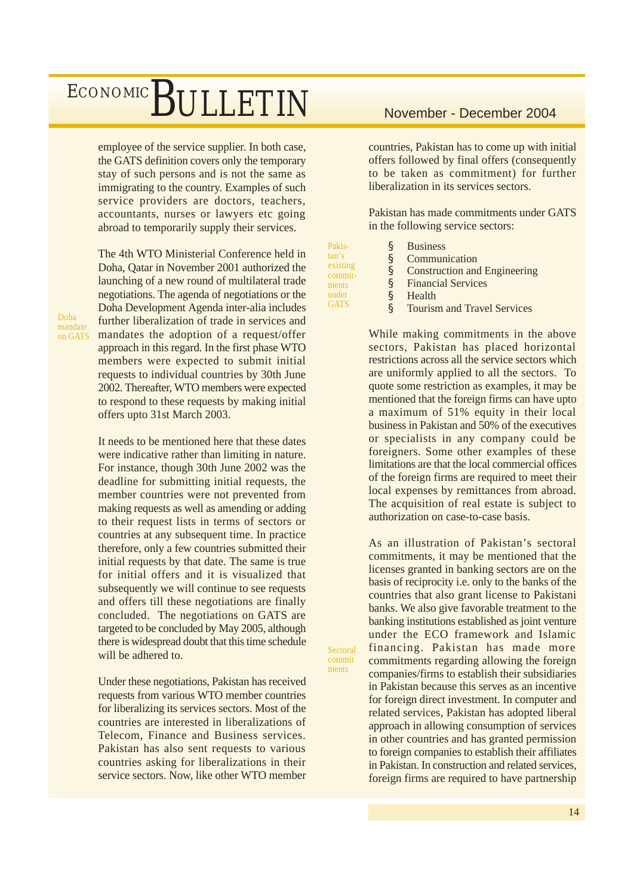employee of the service supplier. In both case, the GATS definition covers only the temporary stay of such persons and is not the same as immigrating to the country. Examples of such service providers are doctors, teachers, accountants, nurses or lawyers etc going abroad to temporarily supply their services.

**Doha mandate on GATS**

The 4th WTO Ministerial Conference held in Doha, Qatar in November 2001 authorized the launching of a new round of multilateral trade negotiations. The agenda of negotiations or the Doha Development Agenda inter-alia includes further liberalization of trade in services and mandates the adoption of a request/offer approach in this regard. In the first phase WTO members were expected to submit initial requests to individual countries by 30th June 2002. Thereafter, WTO members were expected to respond to these requests by making initial offers upto 31st March 2003.

It needs to be mentioned here that these dates were indicative rather than limiting in nature. For instance, though 30th June 2002 was the deadline for submitting initial requests, the member countries were not prevented from making requests as well as amending or adding to their request lists in terms of sectors or countries at any subsequent time. In practice therefore, only a few countries submitted their initial requests by that date. The same is true for initial offers and it is visualized that subsequently we will continue to see requests and offers till these negotiations are finally concluded. The negotiations on GATS are targeted to be concluded by May 2005, although there is widespread doubt that this time schedule will be adhered to.

Under these negotiations, Pakistan has received requests from various WTO member countries for liberalizing its services sectors. Most of the countries are interested in liberalizations of Telecom, Finance and Business services. Pakistan has also sent requests to various countries asking for liberalizations in their service sectors. Now, like other WTO member countries, Pakistan has to come up with initial offers followed by final offers (consequently to be taken as commitment) for further liberalization in its services sectors.

**Pakistan's existing commitments under GATS**

Pakistan has made commitments under GATS in the following service sectors:

- Business
- Communication
- Construction and Engineering
- Financial Services
- Health
- Tourism and Travel Services

While making commitments in the above sectors, Pakistan has placed horizontal restrictions across all the service sectors which are uniformly applied to all the sectors. To quote some restriction as examples, it may be mentioned that the foreign firms can have upto a maximum of 51% equity in their local business in Pakistan and 50% of the executives or specialists in any company could be foreigners. Some other examples of these limitations are that the local commercial offices of the foreign firms are required to meet their local expenses by remittances from abroad. The acquisition of real estate is subject to authorization on case-to-case basis.

**Sectoral commitments**

As an illustration of Pakistan's sectoral commitments, it may be mentioned that the licenses granted in banking sectors are on the basis of reciprocity i.e. only to the banks of the countries that also grant license to Pakistani banks. We also give favorable treatment to the banking institutions established as joint venture under the ECO framework and Islamic financing. Pakistan has made more commitments regarding allowing the foreign companies/firms to establish their subsidiaries in Pakistan because this serves as an incentive for foreign direct investment. In computer and related services, Pakistan has adopted liberal approach in allowing consumption of services in other countries and has granted permission to foreign companies to establish their affiliates in Pakistan. In construction and related services, foreign firms are required to have partnership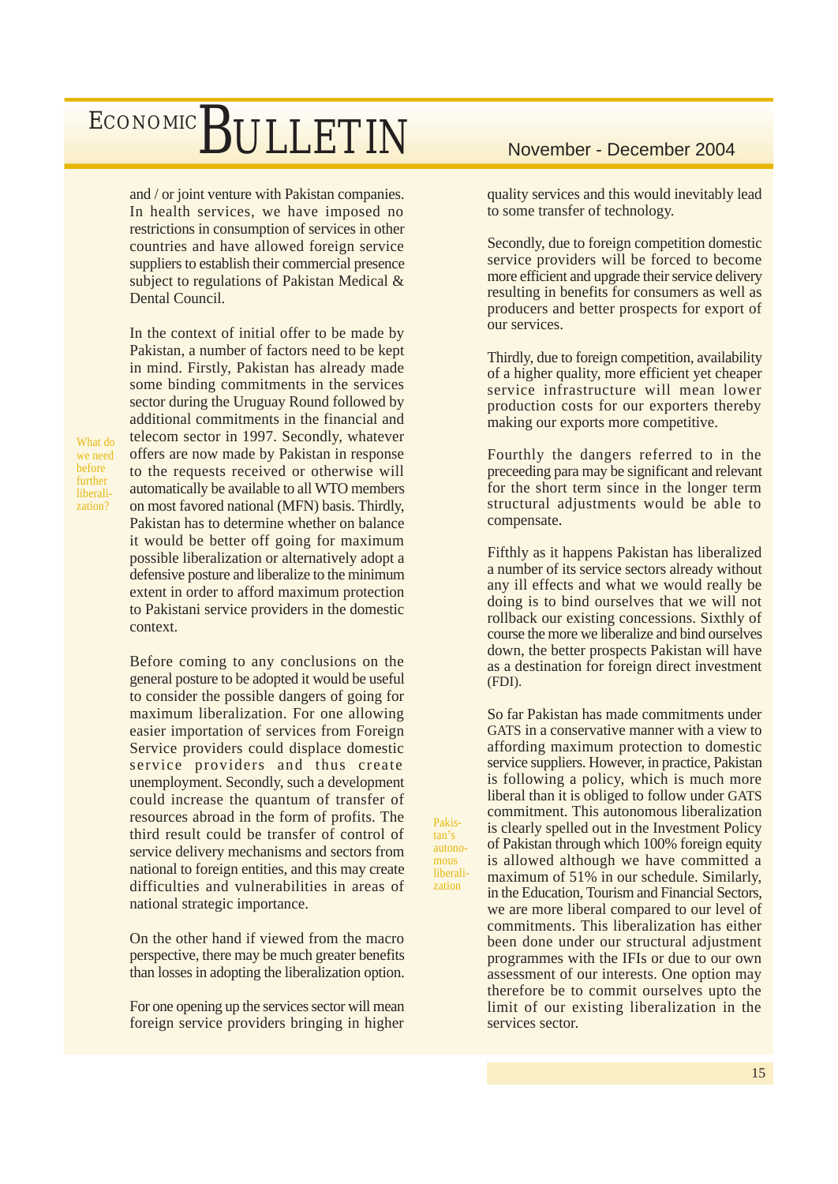and / or joint venture with Pakistan companies. In health services, we have imposed no restrictions in consumption of services in other countries and have allowed foreign service suppliers to establish their commercial presence subject to regulations of Pakistan Medical & Dental Council.

*What do we need before further liberalization?*

In the context of initial offer to be made by Pakistan, a number of factors need to be kept in mind. Firstly, Pakistan has already made some binding commitments in the services sector during the Uruguay Round followed by additional commitments in the financial and telecom sector in 1997. Secondly, whatever offers are now made by Pakistan in response to the requests received or otherwise will automatically be available to all WTO members on most favored national (MFN) basis. Thirdly, Pakistan has to determine whether on balance it would be better off going for maximum possible liberalization or alternatively adopt a defensive posture and liberalize to the minimum extent in order to afford maximum protection to Pakistani service providers in the domestic context.

Before coming to any conclusions on the general posture to be adopted it would be useful to consider the possible dangers of going for maximum liberalization. For one allowing easier importation of services from Foreign Service providers could displace domestic service providers and thus create unemployment. Secondly, such a development could increase the quantum of transfer of resources abroad in the form of profits. The third result could be transfer of control of service delivery mechanisms and sectors from national to foreign entities, and this may create difficulties and vulnerabilities in areas of national strategic importance.

On the other hand if viewed from the macro perspective, there may be much greater benefits than losses in adopting the liberalization option.

For one opening up the services sector will mean foreign service providers bringing in higher quality services and this would inevitably lead to some transfer of technology.

Secondly, due to foreign competition domestic service providers will be forced to become more efficient and upgrade their service delivery resulting in benefits for consumers as well as producers and better prospects for export of our services.

Thirdly, due to foreign competition, availability of a higher quality, more efficient yet cheaper service infrastructure will mean lower production costs for our exporters thereby making our exports more competitive.

Fourthly the dangers referred to in the preceeding para may be significant and relevant for the short term since in the longer term structural adjustments would be able to compensate.

Fifthly as it happens Pakistan has liberalized a number of its service sectors already without any ill effects and what we would really be doing is to bind ourselves that we will not rollback our existing concessions. Sixthly of course the more we liberalize and bind ourselves down, the better prospects Pakistan will have as a destination for foreign direct investment (FDI).

*Pakistan's autonomous liberalization*

So far Pakistan has made commitments under GATS in a conservative manner with a view to affording maximum protection to domestic service suppliers. However, in practice, Pakistan is following a policy, which is much more liberal than it is obliged to follow under GATS commitment. This autonomous liberalization is clearly spelled out in the Investment Policy of Pakistan through which 100% foreign equity is allowed although we have committed a maximum of 51% in our schedule. Similarly, in the Education, Tourism and Financial Sectors, we are more liberal compared to our level of commitments. This liberalization has either been done under our structural adjustment programmes with the IFIs or due to our own assessment of our interests. One option may therefore be to commit ourselves upto the limit of our existing liberalization in the services sector.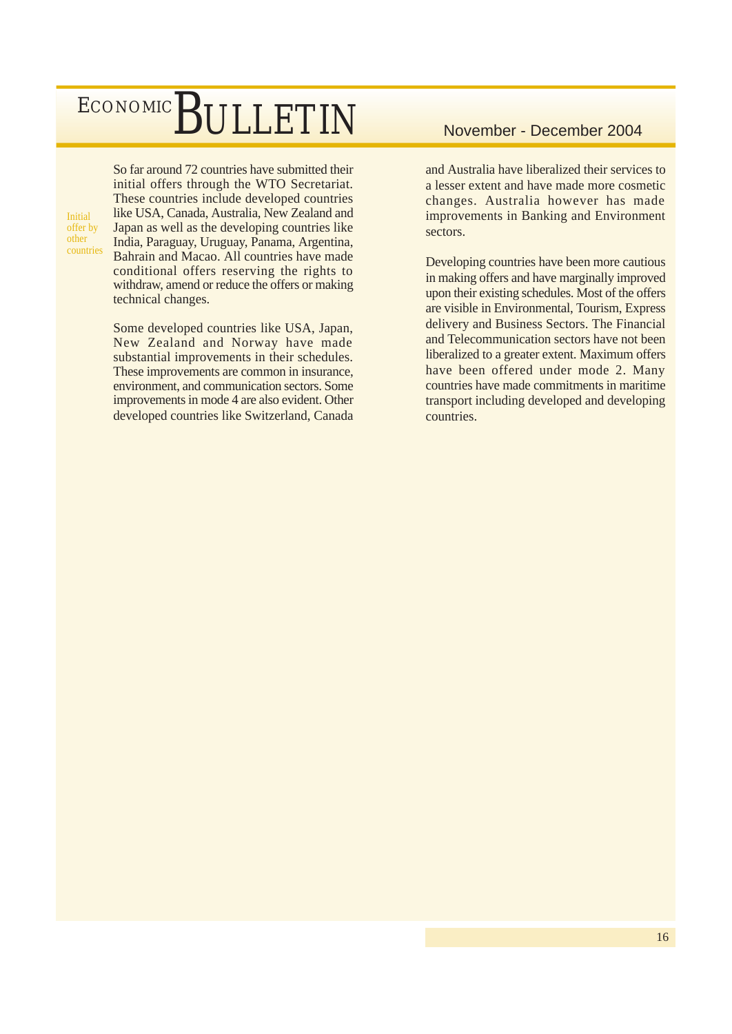*Initial offer by other countries*

So far around 72 countries have submitted their initial offers through the WTO Secretariat. These countries include developed countries like USA, Canada, Australia, New Zealand and Japan as well as the developing countries like India, Paraguay, Uruguay, Panama, Argentina, Bahrain and Macao. All countries have made conditional offers reserving the rights to withdraw, amend or reduce the offers or making technical changes.

Some developed countries like USA, Japan, New Zealand and Norway have made substantial improvements in their schedules. These improvements are common in insurance, environment, and communication sectors. Some improvements in mode 4 are also evident. Other developed countries like Switzerland, Canada and Australia have liberalized their services to a lesser extent and have made more cosmetic changes. Australia however has made improvements in Banking and Environment sectors.

Developing countries have been more cautious in making offers and have marginally improved upon their existing schedules. Most of the offers are visible in Environmental, Tourism, Express delivery and Business Sectors. The Financial and Telecommunication sectors have not been liberalized to a greater extent. Maximum offers have been offered under mode 2. Many countries have made commitments in maritime transport including developed and developing countries.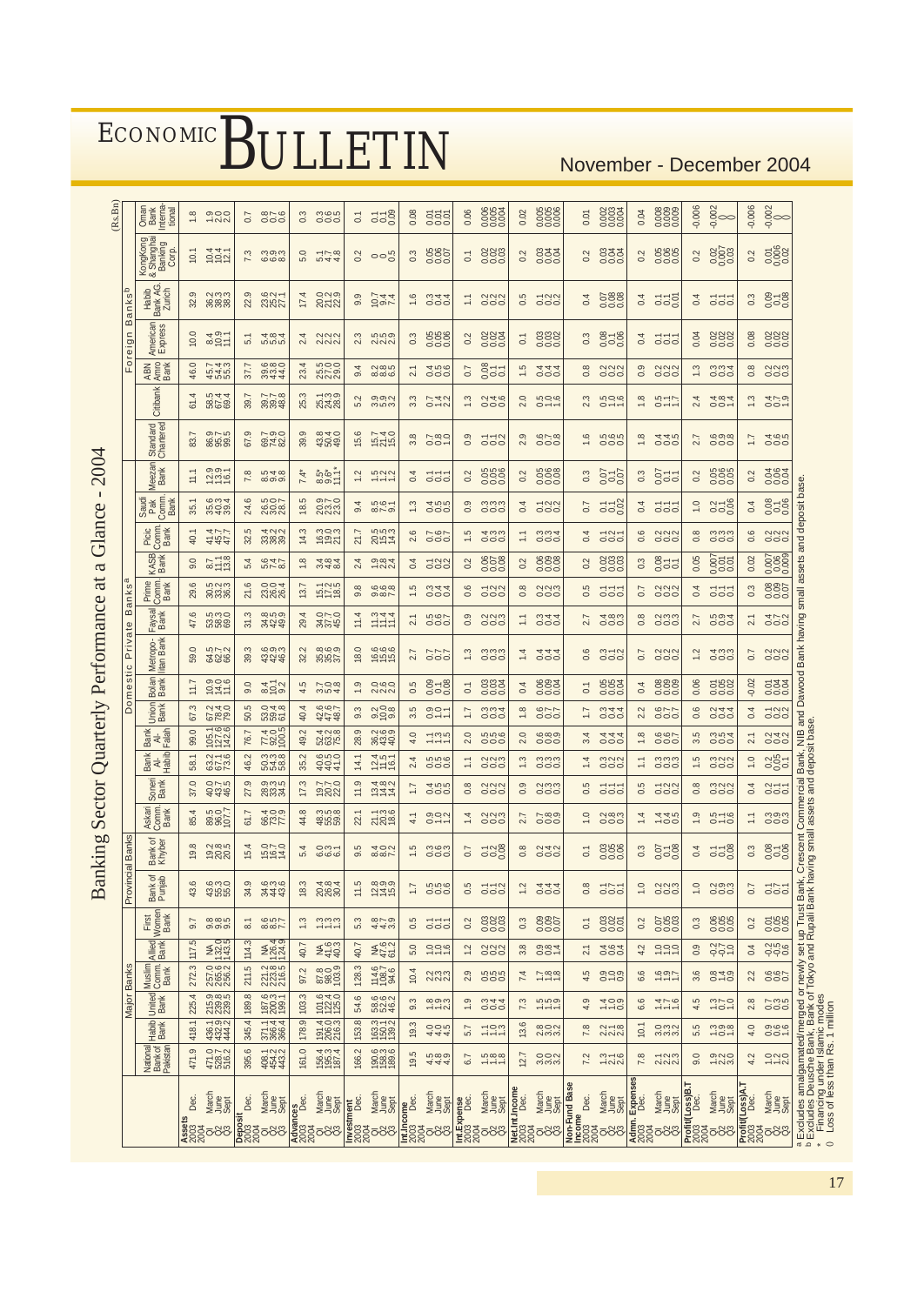# Banking Sector Quarterly Performance at a Glance - 2004

(Rs.Bn)

| | | Major Banks | | | | | | Provincial Banks | | Domestic Private Banks[a] | | | | | | | | | | | | | Foreign Banks[b] | | | | | | |
|---|---|---|---|---|---|---|---|---|---|---|---|---|---|---|---|---|---|---|---|---|---|---|---|---|---|---|---|---|---|
| | | National Bank of Pakistan | Habib Bank | United Bank | Muslim Comm. Bank | Allied Bank | First Women Bank | Bank of Punjab | Bank of Khyber | Askari Comm. Bank | Soneri Bank | Bank Al-Habib | Bank Al-Falah | Union Bank | Bolan Bank | Metropolitan Bank | Faysal Bank | Prime Comm. Bank | KASB Bank | Picic Comm. Bank | Saudi Pak Comm. Bank | Meezan Bank | Standard Chartered | Citibank | ABN Amro Bank | American Express | Habib Bank AG Zurich | HongKong & Shanghai Banking Corp. | Oman Bank International |
| **Assets** | 2003 Dec. | 471.9 | 418.1 | 225.4 | 272.3 | 117.5 | 9.7 | 43.6 | 19.8 | 85.4 | 37.0 | 58.1 | 99.0 | 67.3 | 11.7 | 59.0 | 47.6 | 29.6 | 9.0 | 40.1 | 35.1 | 11.1 | 83.7 | 61.4 | 46.0 | 10.0 | 32.9 | 10.1 | 1.8 |
| | 2004 QI March | 471.0 | 436.1 | 215.9 | 257.0 | NA | 9.8 | 43.6 | 19.2 | 89.5 | 40.0 | 63.2 | 105.1 | 67.2 | 10.9 | 64.5 | 53.5 | 30.5 | 8.7 | 41.4 | 35.6 | 12.9 | 86.9 | 58.5 | 45.7 | 8.4 | 36.2 | 10.4 | 1.9 |
| | Q2 June | 528.7 | 432.9 | 239.8 | 265.6 | 132.0 | 9.8 | 53.3 | 20.8 | 96.0 | 43.7 | 67.1 | 127.6 | 78.4 | 14.0 | 62.7 | 58.3 | 33.2 | 11.1 | 45.7 | 40.3 | 13.9 | 95.7 | 67.4 | 54.4 | 10.9 | 38.3 | 10.4 | 2.0 |
| | Q3 Sept | 516.2 | 444.2 | 239.5 | 256.2 | 143.5 | 9.5 | 55.0 | 20.5 | 107.7 | 46.5 | 73.6 | 142.6 | 79.0 | 11.6 | 66.2 | 69.0 | 36.3 | 13.8 | 47.7 | 39.4 | 16.1 | 99.5 | 69.4 | 55.3 | 11.1 | 38.3 | 12.1 | 2.0 |
| **Deposit** | 2003 Dec. | 395.6 | 345.4 | 189.8 | 211.5 | 114.3 | 8.1 | 34.9 | 15.4 | 61.7 | 27.9 | 46.2 | 76.7 | 50.5 | 9.0 | 39.3 | 31.3 | 21.6 | 5.4 | 32.5 | 24.6 | 7.8 | 67.9 | 39.7 | 37.7 | 5.1 | 22.9 | 7.3 | 0.7 |
| | 2004 QI March | 408.1 | 371.1 | 187.6 | 221.2 | NA | 8.6 | 34.6 | 15.0 | 66.4 | 28.9 | 50.3 | 77.4 | 53.0 | 8.4 | 43.6 | 34.8 | 23.0 | 5.6 | 33.4 | 26.5 | 8.5 | 69.7 | 39.7 | 39.6 | 5.4 | 23.6 | 6.3 | 0.8 |
| | Q2 June | 454.2 | 366.4 | 200.3 | 223.8 | 126.4 | 8.5 | 44.3 | 16.7 | 73.0 | 33.3 | 54.3 | 92.0 | 59.4 | 10.1 | 42.9 | 42.5 | 26.0 | 7.4 | 38.2 | 30.0 | 9.4 | 74.9 | 39.7 | 43.8 | 5.8 | 25.2 | 6.9 | 0.7 |
| | Q3 Sept | 443.2 | 366.4 | 199.1 | 216.5 | 124.9 | 7.7 | 43.6 | 14.0 | 77.9 | 34.5 | 58.8 | 100.5 | 61.8 | 9.2 | 45.3 | 49.9 | 26.4 | 8.7 | 39.2 | 28.7 | 9.8 | 82.0 | 48.8 | 44.0 | 5.4 | 27.1 | 8.3 | 0.6 |
| **Advances** | 2003 Dec. | 161.0 | 178.9 | 103.3 | 97.2 | 40.7 | 1.3 | 18.3 | 5.4 | 44.8 | 17.3 | 35.2 | 49.2 | 40.4 | 4.5 | 32.2 | 29.4 | 13.7 | 1.8 | 14.3 | 18.5 | 7.4* | 39.9 | 25.3 | 23.4 | 2.4 | 17.4 | 5.0 | 0.3 |
| | 2004 QI March | 156.4 | 191.4 | 101.6 | 87.8 | NA | 1.3 | 20.4 | 6.0 | 48.3 | 18.7 | 40.6 | 52.4 | 42.6 | 3.7 | 35.8 | 34.0 | 15.1 | 3.4 | 16.3 | 20.9 | 8.5* | 43.8 | 25.1 | 25.5 | 2.2 | 20.0 | 5.1 | 0.3 |
| | Q2 June | 195.8 | 206.1 | 112.2 | 99.6 | 38.4 | 1.3 | 26.8 | 6.0 | 55.8 | 21.5 | 42.8 | 67.2 | 46.6 | 5.0 | 37.5 | 37.5 | 17.6 | 4.6 | 19.2 | 23.5 | 9.6* | 50.8 | 24.6 | 27.8 | 2.2 | 21.2 | 4.4 | 0.6 |
| | Q3 Sept | 187.4 | 216.3 | 122.5 | 103.9 | 40.3 | 1.3 | 30.4 | 6.1 | 59.8 | 22.0 | 41.0 | 75.8 | 48.7 | 4.8 | 37.9 | 41.5 | 18.5 | 6.2 | 21.3 | 23.0 | 11.1* | 49.0 | 28.9 | 29.0 | 2.2 | 22.9 | 5.8 | 0.5 |
| **Investment** | 2003 Dec. | 166.2 | 153.8 | 54.6 | 128.3 | 40.7 | 5.3 | 11.5 | 9.5 | 22.1 | 11.9 | 14.1 | 28.9 | 9.3 | 1.9 | 18.0 | 11.4 | 9.8 | 2.4 | 21.7 | 9.4 | 1.2 | 15.6 | 5.2 | 9.4 | 2.3 | 9.9 | 0.2 | 0.1 |
| | 2004 QI March | 190.6 | 163.3 | 58.6 | 114.6 | NA | 4.8 | 12.8 | 8.4 | 21.1 | 13.4 | 12.4 | 36.2 | 9.2 | 2.0 | 16.6 | 11.3 | 9.6 | 1.9 | 20.5 | 8.5 | 1.5 | 15.7 | 3.9 | 8.2 | 2.5 | 10.7 | ◇ | 0.1 |
| | Q2 June | 158.3 | 150.1 | 52.6 | 108.7 | 47.6 | 4.7 | 14.9 | 8.0 | 20.3 | 14.8 | 15.5 | 43.6 | 10.0 | 2.6 | 15.6 | 11.4 | 8.6 | 2.8 | 21.5 | 7.6 | 1.2 | 21.4 | 3.5 | 8.8 | 2.5 | 9.4 | ◇ | 0.1 |
| | Q3 Sept | 189.6 | 139.2 | 46.2 | 94.6 | 61.2 | 3.9 | 15.9 | 7.2 | 18.6 | 14.2 | 16.1 | 40.9 | 9.8 | 2.0 | 15.6 | 11.4 | 7.8 | 2.4 | 14.3 | 9.1 | 1.2 | 15.0 | 3.2 | 6.5 | 2.9 | 7.4 | 0.5 | 0.09 |
| **Int.Income** | 2003 Dec. | 19.5 | 19.3 | 9.3 | 10.4 | 5.0 | 0.5 | 1.7 | 1.5 | 4.1 | 1.7 | 2.4 | 4.0 | 3.5 | 0.5 | 2.7 | 2.1 | 1.5 | 0.4 | 2.6 | 1.3 | 0.4 | 3.8 | 3.3 | 2.1 | 0.3 | 1.6 | 0.3 | 0.08 |
| | 2004 QI March | 4.5 | 4.0 | 1.8 | 2.2 | 1.8 | 0.1 | 0.5 | 0.3 | 0.9 | 0.4 | 0.5 | 1.1 | 0.9 | 0.09 | 0.7 | 0.5 | 0.3 | 0.1 | 0.7 | 0.4 | 0.1 | 0.7 | 0.7 | 0.4 | 0.05 | 0.3 | 0.05 | 0.01 |
| | Q2 June | 4.8 | 3.9 | 1.9 | 2.3 | 1.0 | 0.1 | 0.5 | 0.3 | 1.1 | 0.4 | 0.5 | 1.1 | 1.0 | 0.1 | 0.7 | 0.5 | 0.4 | 0.1 | 0.7 | 0.5 | 0.1 | 1.1 | 1.4 | 0.5 | 0.05 | 0.4 | 0.06 | 0.01 |
| | Q3 Sept | 4.9 | 4.5 | 2.3 | 2.3 | 1.6 | 0.1 | 0.6 | 0.3 | 1.2 | 0.5 | 0.6 | 1.5 | 1.1 | 0.08 | 0.7 | 0.7 | 0.4 | 0.2 | 0.7 | 0.5 | 0.1 | 1.0 | 2.2 | 0.6 | 0.06 | 0.4 | 0.07 | 0.01 |
| **Int.Expense** | 2003 Dec. | 6.7 | 5.7 | 1.9 | 2.9 | 1.2 | 0.2 | 0.5 | 0.7 | 1.4 | 0.8 | 1.1 | 2.0 | 1.7 | 0.1 | 1.3 | 0.9 | 0.6 | 0.2 | 1.5 | 0.9 | 0.2 | 0.9 | 1.3 | 0.7 | 0.2 | 1.1 | 0.1 | 0.06 |
| | 2004 QI March | 1.5 | 1.1 | 0.3 | 0.5 | 0.2 | 0.03 | 0.1 | 0.1 | 0.2 | 0.2 | 0.2 | 0.5 | 0.3 | 0.03 | 0.3 | 0.2 | 0.1 | 0.06 | 0.4 | 0.3 | 0.05 | 0.1 | 0.4 | 0.08 | 0.02 | 0.2 | 0.02 | 0.006 |
| | Q2 June | 1.8 | 1.0 | 0.4 | 0.5 | 0.2 | 0.02 | 0.1 | 0.2 | 0.2 | 0.2 | 0.2 | 0.5 | 0.3 | 0.03 | 0.3 | 0.2 | 0.2 | 0.07 | 0.3 | 0.3 | 0.06 | 0.2 | 0.2 | 0.1 | 0.02 | 0.2 | 0.02 | 0.005 |
| | Q3 Sept | 1.8 | 1.3 | 0.4 | 0.5 | 0.2 | 0.03 | 0.2 | 0.08 | 0.3 | 0.2 | 0.3 | 0.6 | 0.4 | 0.04 | 0.3 | 0.3 | 0.2 | 0.08 | 0.3 | 0.3 | 0.06 | 0.2 | 0.6 | 0.1 | 0.04 | 0.2 | 0.03 | 0.004 |
| **Net Int.Income** | 2003 Dec. | 12.7 | 13.6 | 7.3 | 7.4 | 3.8 | 0.3 | 1.2 | 0.8 | 2.7 | 0.9 | 1.3 | 2.0 | 1.8 | 0.4 | 1.4 | 1.1 | 0.8 | 0.2 | 1.1 | 0.4 | 0.2 | 2.9 | 2.0 | 1.5 | 0.1 | 0.5 | 0.2 | 0.02 |
| | 2004 QI March | 3.0 | 2.8 | 1.5 | 1.7 | 0.9 | 0.09 | 0.4 | 0.2 | 0.7 | 0.2 | 0.3 | 0.6 | 0.6 | 0.06 | 0.4 | 0.3 | 0.2 | 0.06 | 0.3 | 0.1 | 0.05 | 0.6 | 0.5 | 0.4 | 0.03 | 0.1 | 0.03 | 0.005 |
| | Q2 June | 3.0 | 2.8 | 1.5 | 1.8 | 0.8 | 0.08 | 0.4 | 0.4 | 0.8 | 0.2 | 0.3 | 0.6 | 0.7 | 0.09 | 0.4 | 0.4 | 0.2 | 0.08 | 0.3 | 0.2 | 0.08 | 0.8 | 1.1 | 0.4 | 0.03 | 0.2 | 0.03 | 0.005 |
| | Q3 Sept | 3.2 | 3.2 | 1.9 | 1.8 | 1.4 | 0.07 | 0.4 | 0.2 | 0.9 | 0.3 | 0.3 | 0.9 | 0.7 | 0.04 | 0.4 | 0.4 | 0.3 | 0.08 | 0.4 | 0.2 | 0.08 | 0.8 | 1.6 | 0.4 | 0.02 | 0.2 | 0.04 | 0.006 |
| **Non-Fund Base Income** | 2003 Dec. | 7.2 | 7.8 | 4.9 | 4.5 | 2.1 | 0.1 | 0.8 | 0.1 | 1.0 | 0.5 | 1.4 | 3.4 | 1.7 | 0.1 | 0.6 | 2.7 | 0.5 | 0.2 | 0.4 | 0.7 | 0.3 | 1.6 | 2.3 | 0.8 | 0.3 | 0.4 | 0.2 | 0.01 |
| | 2004 QI March | 1.3 | 2.2 | 1.4 | 0.9 | 0.6 | 0.03 | 0.1 | 0.03 | 0.2 | 0.1 | 0.3 | 0.4 | 0.3 | 0.05 | 0.3 | 0.4 | 0.1 | 0.02 | 0.1 | 0.1 | 0.07 | 0.5 | 0.5 | 0.2 | 0.08 | 0.07 | 0.03 | 0.002 |
| | Q2 June | 2.1 | 2.1 | 1.0 | 0.9 | 0.4 | 0.02 | 0.1 | 0.06 | 0.3 | 0.1 | 0.2 | 0.4 | 0.4 | 0.05 | 0.1 | 0.8 | 0.1 | 0.03 | 0.1 | 0.1 | 0.1 | 0.6 | 1.0 | 0.2 | 0.1 | 0.08 | 0.03 | 0.003 |
| | Q3 Sept | 2.6 | 2.8 | 0.9 | 0.9 | 0.4 | 0.01 | 0.1 | 0.06 | 0.3 | 0.1 | 0.2 | 0.4 | 0.4 | 0.04 | 0.2 | 0.3 | 0.1 | 0.03 | 0.1 | 0.02 | 0.07 | 0.5 | 1.6 | 0.2 | 0.06 | 0.08 | 0.04 | 0.004 |
| **Admn. Expenses** | 2003 Dec. | 7.8 | 10.1 | 6.6 | 6.6 | 4.2 | 0.2 | 1.0 | 0.3 | 1.4 | 0.5 | 1.1 | 1.8 | 2.2 | 0.4 | 0.7 | 0.8 | 0.7 | 0.3 | 0.6 | 0.4 | 0.3 | 1.8 | 1.8 | 0.9 | 0.4 | 0.4 | 0.2 | 0.04 |
| | 2004 QI March | 2.1 | 3.0 | 1.4 | 1.6 | 1.0 | 0.07 | 0.2 | 0.07 | 0.4 | 0.1 | 0.3 | 0.6 | 0.6 | 0.08 | 0.2 | 0.2 | 0.2 | 0.08 | 0.2 | 0.1 | 0.07 | 0.4 | 0.5 | 0.2 | 0.1 | 0.1 | 0.05 | 0.008 |
| | Q2 June | 2.2 | 3.3 | 1.7 | 1.9 | 1.0 | 0.05 | 0.2 | 0.1 | 0.4 | 0.2 | 0.3 | 0.6 | 0.7 | 0.09 | 0.2 | 0.3 | 0.2 | 0.1 | 0.2 | 0.1 | 0.1 | 0.5 | 1.1 | 0.2 | 0.1 | 0.1 | 0.05 | 0.009 |
| | Q3 Sept | 2.3 | 3.2 | 1.6 | 1.7 | 1.0 | 0.03 | 0.3 | 0.08 | 0.5 | 0.2 | 0.3 | 0.7 | 0.7 | 0.09 | 0.2 | 0.3 | 0.2 | 0.1 | 0.2 | 0.1 | 0.1 | 0.5 | 1.7 | 0.2 | 0.1 | 0.01 | 0.05 | 0.009 |
| **Profit(Loss)B.T** | 2003 Dec. | 9.0 | 5.5 | 4.5 | 3.6 | 0.9 | 0.3 | 1.0 | 0.4 | 1.9 | 0.8 | 1.5 | 3.5 | 0.6 | 0.06 | 1.2 | 2.7 | 0.4 | 0.05 | 0.8 | 1.0 | 0.2 | 2.7 | 2.4 | 1.3 | 0.04 | 0.4 | 0.2 | -0.006 |
| | 2004 QI March | 1.9 | 1.3 | 1.3 | 0.8 | -0.2 | 0.06 | 0.2 | 0.1 | 0.5 | 0.3 | 0.3 | 0.3 | 0.2 | 0.01 | 0.4 | 0.5 | 0.1 | 0.007 | 0.3 | 0.2 | 0.05 | 0.6 | 0.4 | 0.3 | 0.02 | 0.1 | 0.02 | -0.002 |
| | Q2 June | 2.3 | 1.9 | 0.7 | 1.4 | -0.7 | 0.05 | 0.3 | 0.1 | 1.1 | 0.2 | 0.2 | 0.5 | 0.4 | 0.05 | 0.3 | 0.9 | 0.1 | 0.01 | 0.3 | 0.1 | 0.06 | 0.9 | 0.8 | 0.3 | 0.02 | 0.1 | 0.007 | ◇ |
| | Q3 Sept | 2.0 | 1.6 | 1.0 | 0.9 | 1.0 | 0.05 | 0.3 | 0.08 | 0.6 | 0.2 | 0.2 | 0.4 | 0.4 | 0.02 | 0.3 | 0.4 | 0.2 | 0.01 | 0.3 | 0.06 | 0.05 | 0.8 | 1.4 | 0.4 | 0.02 | 0.1 | 0.03 | ◇ |
| **Profit(Loss)A.T** | 2003 Dec. | 4.2 | 4.0 | 2.8 | 2.2 | 0.4 | 0.2 | 0.7 | 0.3 | 1.1 | 0.4 | 1.0 | 2.1 | 0.4 | -0.02 | 0.7 | 2.1 | 0.3 | 0.02 | 0.6 | 0.4 | 0.2 | 1.7 | 1.3 | 0.8 | 0.08 | 0.3 | 0.2 | -0.006 |
| | 2004 QI March | 1.2 | 0.9 | 0.7 | 0.6 | -0.2 | 0.01 | 0.1 | 0.08 | 0.3 | 0.2 | 0.2 | 0.2 | 0.1 | 0.01 | 0.2 | 0.4 | 0.08 | 0.007 | 0.2 | 0.08 | 0.04 | 0.4 | 0.4 | 0.2 | 0.02 | 0.09 | 0.01 | -0.002 |
| | Q2 June | 1.2 | 0.6 | 0.3 | 0.6 | -0.5 | 0.05 | 0.1 | 0.1 | 0.3 | 0.2 | 0.05 | 0.2 | 0.2 | 0.04 | 0.2 | 0.7 | 0.09 | 0.006 | 0.2 | 0.1 | 0.06 | 0.6 | 0.7 | 0.2 | 0.02 | 0.1 | 0.006 | ◇ |
| | Q3 Sept | 2.0 | 1.6 | 0.5 | 0.7 | 0.6 | 0.05 | 0.1 | 0.06 | 0.3 | 0.1 | 0.1 | 0.2 | 0.2 | 0.04 | 0.2 | 0.2 | 0.07 | 0.009 | 0.2 | 0.06 | 0.04 | 0.5 | 1.9 | 0.3 | 0.02 | 0.08 | 0.02 | ◇ |

[a] Excludes amalgamated/merged or newly set up Trust Bank, Crescent Commercial Bank, NIB and Dawood Bank having small assets and deposit base.
[b] Excludes Deusche Bank, Bank of Tokyo and Rupali Bank having small assets and deposit base.
\* Financing under Islamic modes
◇ Loss of less than Rs. 1 million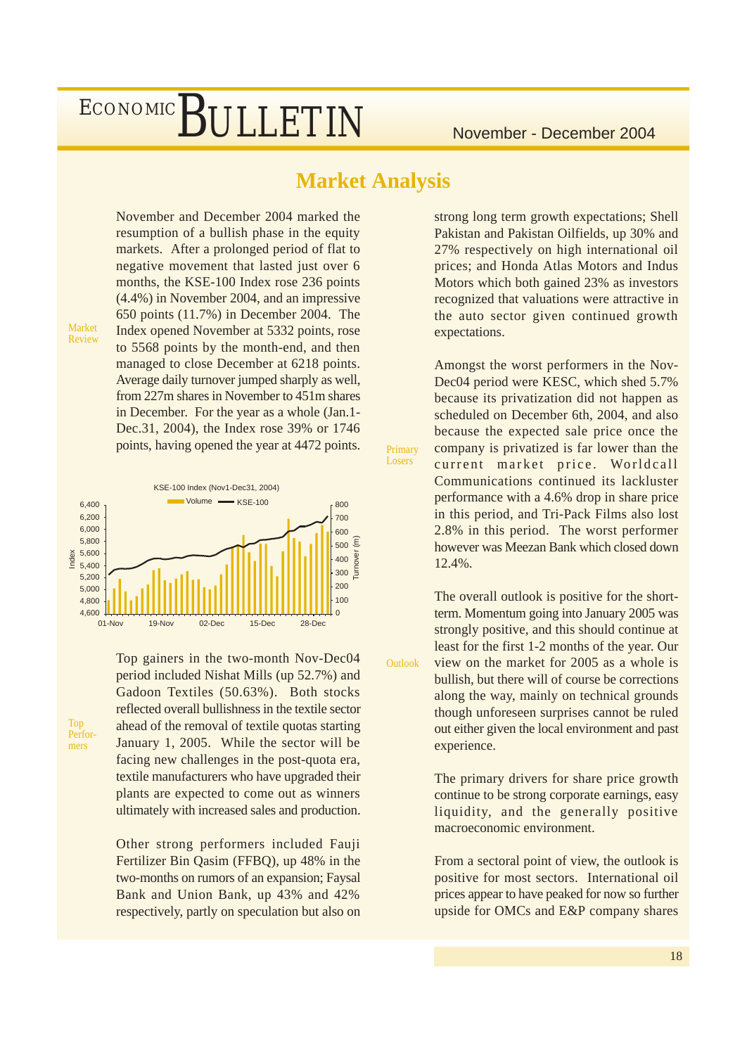## Market Analysis

**Market Review**

November and December 2004 marked the resumption of a bullish phase in the equity markets. After a prolonged period of flat to negative movement that lasted just over 6 months, the KSE-100 Index rose 236 points (4.4%) in November 2004, and an impressive 650 points (11.7%) in December 2004. The Index opened November at 5332 points, rose to 5568 points by the month-end, and then managed to close December at 6218 points. Average daily turnover jumped sharply as well, from 227m shares in November to 451m shares in December. For the year as a whole (Jan.1-Dec.31, 2004), the Index rose 39% or 1746 points, having opened the year at 4472 points.

KSE-100 Index (Nov1-Dec31, 2004)

**Top Performers**

Top gainers in the two-month Nov-Dec04 period included Nishat Mills (up 52.7%) and Gadoon Textiles (50.63%). Both stocks reflected overall bullishness in the textile sector ahead of the removal of textile quotas starting January 1, 2005. While the sector will be facing new challenges in the post-quota era, textile manufacturers who have upgraded their plants are expected to come out as winners ultimately with increased sales and production.

Other strong performers included Fauji Fertilizer Bin Qasim (FFBQ), up 48% in the two-months on rumors of an expansion; Faysal Bank and Union Bank, up 43% and 42% respectively, partly on speculation but also on strong long term growth expectations; Shell Pakistan and Pakistan Oilfields, up 30% and 27% respectively on high international oil prices; and Honda Atlas Motors and Indus Motors which both gained 23% as investors recognized that valuations were attractive in the auto sector given continued growth expectations.

**Primary Losers**

Amongst the worst performers in the Nov-Dec04 period were KESC, which shed 5.7% because its privatization did not happen as scheduled on December 6th, 2004, and also because the expected sale price once the company is privatized is far lower than the current market price. Worldcall Communications continued its lackluster performance with a 4.6% drop in share price in this period, and Tri-Pack Films also lost 2.8% in this period. The worst performer however was Meezan Bank which closed down 12.4%.

**Outlook**

The overall outlook is positive for the short-term. Momentum going into January 2005 was strongly positive, and this should continue at least for the first 1-2 months of the year. Our view on the market for 2005 as a whole is bullish, but there will of course be corrections along the way, mainly on technical grounds though unforeseen surprises cannot be ruled out either given the local environment and past experience.

The primary drivers for share price growth continue to be strong corporate earnings, easy liquidity, and the generally positive macroeconomic environment.

From a sectoral point of view, the outlook is positive for most sectors. International oil prices appear to have peaked for now so further upside for OMCs and E&P company shares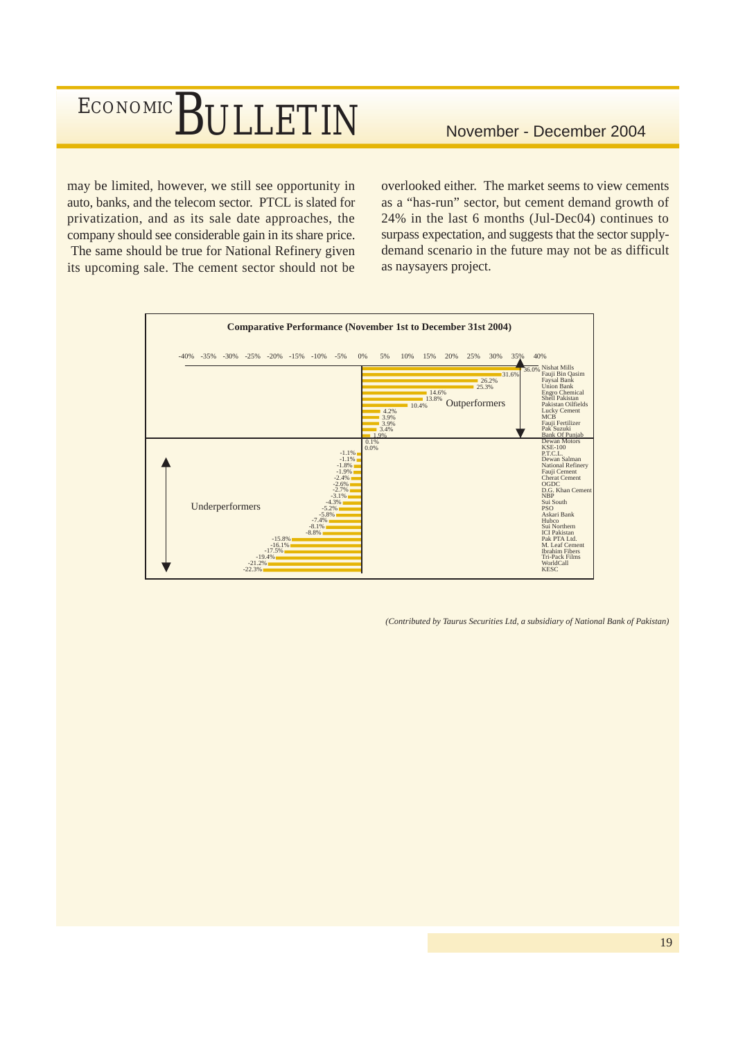may be limited, however, we still see opportunity in auto, banks, and the telecom sector. PTCL is slated for privatization, and as its sale date approaches, the company should see considerable gain in its share price. The same should be true for National Refinery given its upcoming sale. The cement sector should not be overlooked either. The market seems to view cements as a "has-run" sector, but cement demand growth of 24% in the last 6 months (Jul-Dec04) continues to surpass expectation, and suggests that the sector supply-demand scenario in the future may not be as difficult as naysayers project.

**Comparative Performance (November 1st to December 31st 2004)**

| Company | Performance |
|---|---|
| **Outperformers** | |
| Nishat Mills | 36.0% |
| Fauji Bin Qasim | 31.6% |
| Faysal Bank | 26.2% |
| Union Bank | 25.3% |
| Engro Chemical | 14.6% |
| Shell Pakistan | 13.8% |
| Pakistan Oilfields | 10.4% |
| Lucky Cement | 4.2% |
| MCB | 3.9% |
| Fauji Fertilizer | 3.9% |
| Pak Suzuki | 3.4% |
| Bank Of Punjab | 1.9% |
| Dewan Motors | 0.1% |
| KSE-100 | 0.0% |
| **Underperformers** | |
| P.T.C.L. | -1.1% |
| Dewan Salman | -1.1% |
| National Refinery | -1.8% |
| Fauji Cement | -1.9% |
| Cherat Cement | -2.4% |
| OGDC | -2.6% |
| D.G. Khan Cement | -2.7% |
| NBP | -3.1% |
| Sui South | -4.3% |
| PSO | -5.2% |
| Askari Bank | -5.8% |
| Hubco | -7.4% |
| Sui Northern | -8.1% |
| ICI Pakistan | -8.8% |
| Pak PTA Ltd. | -15.8% |
| M. Leaf Cement | -16.1% |
| Ibrahim Fibers | -17.5% |
| Tri-Pack Films | -19.4% |
| WorldCall | -21.2% |
| KESC | -22.3% |

*(Contributed by Taurus Securities Ltd, a subsidiary of National Bank of Pakistan)*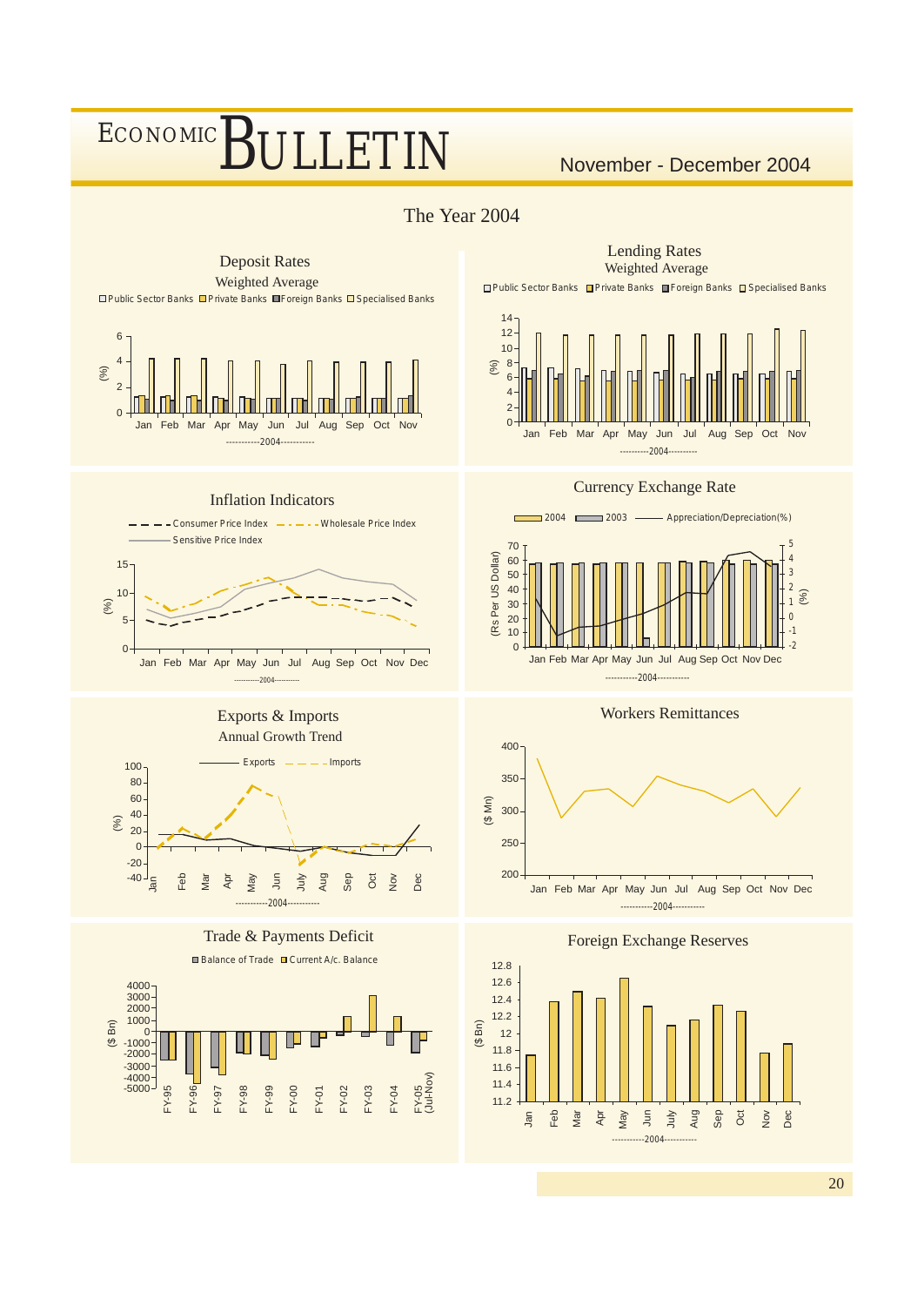# The Year 2004

## Deposit Rates

Weighted Average

□ Public Sector Banks ■ Private Banks ■ Foreign Banks □ Specialised Banks

(%)

Jan Feb Mar Apr May Jun Jul Aug Sep Oct Nov

----------2004----------

## Lending Rates

Weighted Average

□ Public Sector Banks ■ Private Banks ■ Foreign Banks □ Specialised Banks

(%)

Jan Feb Mar Apr May Jun Jul Aug Sep Oct Nov

----------2004----------

## Inflation Indicators

Consumer Price Index — Wholesale Price Index — Sensitive Price Index

(%)

Jan Feb Mar Apr May Jun Jul Aug Sep Oct Nov Dec

----------2004----------

## Currency Exchange Rate

2004 — 2003 — Appreciation/Depreciation(%)

(Rs Per US Dollar) (%)

Jan Feb Mar Apr May Jun Jul Aug Sep Oct Nov Dec

----------2004----------

## Exports & Imports

Annual Growth Trend

Exports — Imports

(%)

Jan Feb Mar Apr May Jun July Aug Sep Oct Nov Dec

----------2004----------

## Workers Remittances

($ Mn)

Jan Feb Mar Apr May Jun Jul Aug Sep Oct Nov Dec

----------2004----------

## Trade & Payments Deficit

■ Balance of Trade ■ Current A/c. Balance

($ Bn)

FY-95 FY-96 FY-97 FY-98 FY-99 FY-00 FY-01 FY-02 FY-03 FY-04 FY-05 (Jul-Nov)

## Foreign Exchange Reserves

($ Bn)

Jan Feb Mar Apr May Jun July Aug Sep Oct Nov Dec

----------2004----------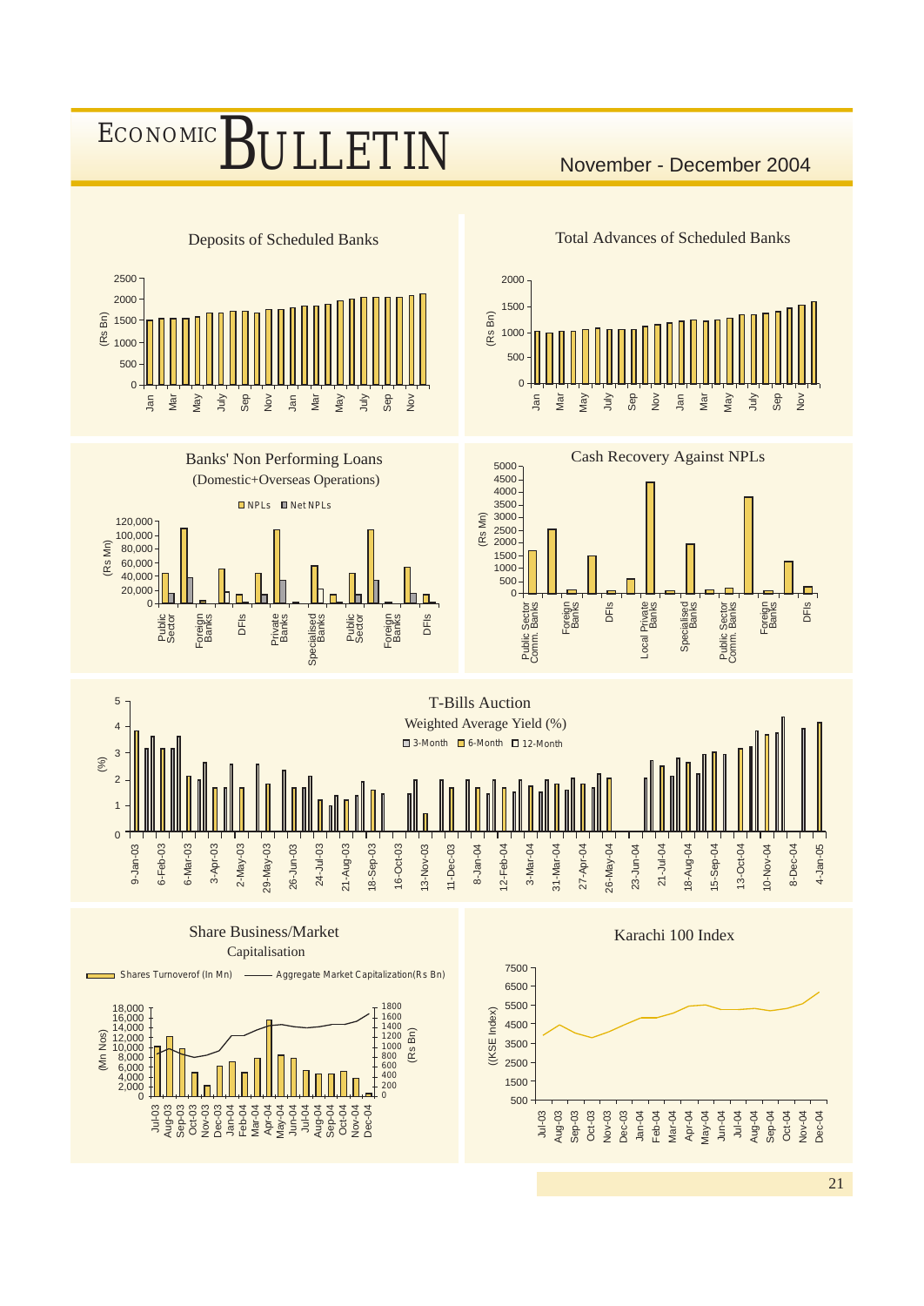## Deposits of Scheduled Banks

(Rs Bn)

2500, 2000, 1500, 1000, 500, 0

Jan Mar May July Sep Nov Jan Mar May July Sep Nov

## Total Advances of Scheduled Banks

(Rs Bn)

2000, 1500, 1000, 500, 0

Jan Mar May July Sep Nov Jan Mar May July Sep Nov

## Banks' Non Performing Loans

(Domestic+Overseas Operations)

NPLs Net NPLs

(Rs Mn)

120,000, 100,000, 80,000, 60,000, 40,000, 20,000, 0

Public Sector, Foreign Banks, DFIs, Private Banks, Specialised Banks, Public Sector, Foreign Banks, DFIs

## Cash Recovery Against NPLs

(Rs Mn)

5000, 4500, 4000, 3500, 3000, 2500, 2000, 1500, 1000, 500, 0

Public Sector Comm. Banks, Foreign Banks, DFIs, Local Private Banks, Specialised Banks, Public Sector Comm. Banks, Foreign Banks, DFIs

## T-Bills Auction

Weighted Average Yield (%)

3-Month 6-Month 12-Month

(%)

5, 4, 3, 2, 1, 0

9-Jan-03, 6-Feb-03, 6-Mar-03, 3-Apr-03, 2-May-03, 29-May-03, 26-Jun-03, 24-Jul-03, 21-Aug-03, 18-Sep-03, 16-Oct-03, 13-Nov-03, 11-Dec-03, 8-Jan-04, 12-Feb-04, 3-Mar-04, 31-Mar-04, 27-Apr-04, 26-May-04, 23-Jun-04, 21-Jul-04, 18-Aug-04, 15-Sep-04, 13-Oct-04, 10-Nov-04, 8-Dec-04, 4-Jan-05

## Share Business/Market Capitalisation

Shares Turnoverof (In Mn) — Aggregate Market Capitalization(Rs Bn)

(Mn Nos): 18,000, 16,000, 14,000, 12,000, 10,000, 8,000, 6,000, 4,000, 2,000, 0

(Rs Bn): 1800, 1600, 1400, 1200, 1000, 800, 600, 400, 200, 0

Jul-03, Aug-03, Sep-03, Oct-03, Nov-03, Dec-03, Jan-04, Feb-04, Mar-04, Apr-04, May-04, Jun-04, Jul-04, Aug-04, Sep-04, Oct-04, Nov-04, Dec-04

## Karachi 100 Index

((KSE Index)

7500, 6500, 5500, 4500, 3500, 2500, 1500, 500

Jul-03, Aug-03, Sep-03, Oct-03, Nov-03, Dec-03, Jan-04, Feb-04, Mar-04, Apr-04, May-04, Jun-04, Jul-04, Aug-04, Sep-04, Oct-04, Nov-04, Dec-04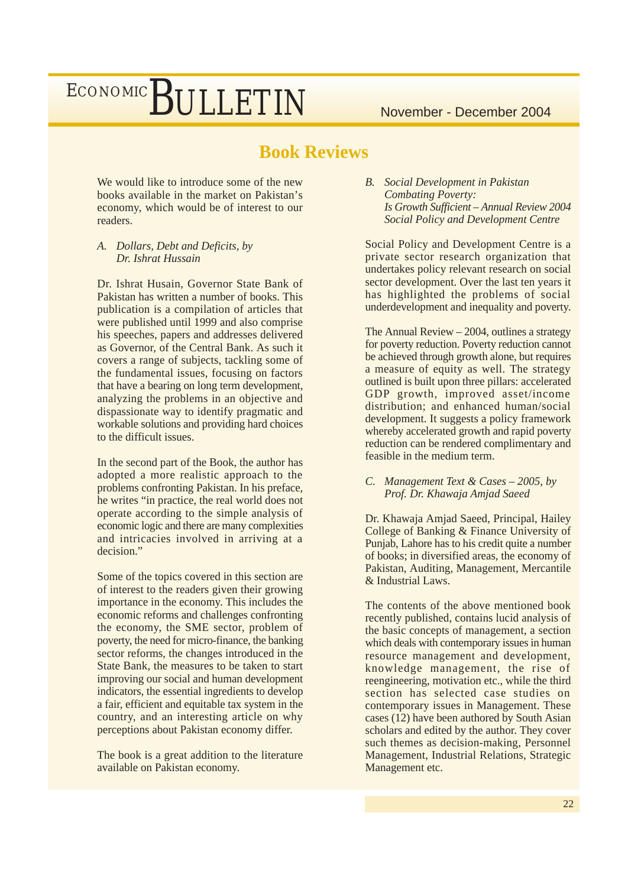## Book Reviews

We would like to introduce some of the new books available in the market on Pakistan's economy, which would be of interest to our readers.

*A. Dollars, Debt and Deficits, by Dr. Ishrat Hussain*

Dr. Ishrat Husain, Governor State Bank of Pakistan has written a number of books. This publication is a compilation of articles that were published until 1999 and also comprise his speeches, papers and addresses delivered as Governor, of the Central Bank. As such it covers a range of subjects, tackling some of the fundamental issues, focusing on factors that have a bearing on long term development, analyzing the problems in an objective and dispassionate way to identify pragmatic and workable solutions and providing hard choices to the difficult issues.

In the second part of the Book, the author has adopted a more realistic approach to the problems confronting Pakistan. In his preface, he writes "in practice, the real world does not operate according to the simple analysis of economic logic and there are many complexities and intricacies involved in arriving at a decision."

Some of the topics covered in this section are of interest to the readers given their growing importance in the economy. This includes the economic reforms and challenges confronting the economy, the SME sector, problem of poverty, the need for micro-finance, the banking sector reforms, the changes introduced in the State Bank, the measures to be taken to start improving our social and human development indicators, the essential ingredients to develop a fair, efficient and equitable tax system in the country, and an interesting article on why perceptions about Pakistan economy differ.

The book is a great addition to the literature available on Pakistan economy.

*B. Social Development in Pakistan Combating Poverty: Is Growth Sufficient – Annual Review 2004 Social Policy and Development Centre*

Social Policy and Development Centre is a private sector research organization that undertakes policy relevant research on social sector development. Over the last ten years it has highlighted the problems of social underdevelopment and inequality and poverty.

The Annual Review – 2004, outlines a strategy for poverty reduction. Poverty reduction cannot be achieved through growth alone, but requires a measure of equity as well. The strategy outlined is built upon three pillars: accelerated GDP growth, improved asset/income distribution; and enhanced human/social development. It suggests a policy framework whereby accelerated growth and rapid poverty reduction can be rendered complimentary and feasible in the medium term.

*C. Management Text & Cases – 2005, by Prof. Dr. Khawaja Amjad Saeed*

Dr. Khawaja Amjad Saeed, Principal, Hailey College of Banking & Finance University of Punjab, Lahore has to his credit quite a number of books; in diversified areas, the economy of Pakistan, Auditing, Management, Mercantile & Industrial Laws.

The contents of the above mentioned book recently published, contains lucid analysis of the basic concepts of management, a section which deals with contemporary issues in human resource management and development, knowledge management, the rise of reengineering, motivation etc., while the third section has selected case studies on contemporary issues in Management. These cases (12) have been authored by South Asian scholars and edited by the author. They cover such themes as decision-making, Personnel Management, Industrial Relations, Strategic Management etc.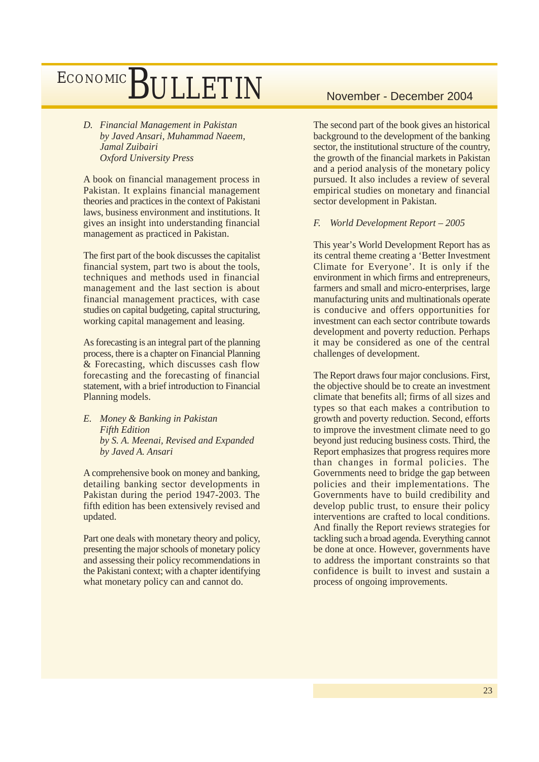*D. Financial Management in Pakistan*
*by Javed Ansari, Muhammad Naeem, Jamal Zuibairi*
*Oxford University Press*

A book on financial management process in Pakistan. It explains financial management theories and practices in the context of Pakistani laws, business environment and institutions. It gives an insight into understanding financial management as practiced in Pakistan.

The first part of the book discusses the capitalist financial system, part two is about the tools, techniques and methods used in financial management and the last section is about financial management practices, with case studies on capital budgeting, capital structuring, working capital management and leasing.

As forecasting is an integral part of the planning process, there is a chapter on Financial Planning & Forecasting, which discusses cash flow forecasting and the forecasting of financial statement, with a brief introduction to Financial Planning models.

*E. Money & Banking in Pakistan*
*Fifth Edition*
*by S. A. Meenai, Revised and Expanded by Javed A. Ansari*

A comprehensive book on money and banking, detailing banking sector developments in Pakistan during the period 1947-2003. The fifth edition has been extensively revised and updated.

Part one deals with monetary theory and policy, presenting the major schools of monetary policy and assessing their policy recommendations in the Pakistani context; with a chapter identifying what monetary policy can and cannot do.

The second part of the book gives an historical background to the development of the banking sector, the institutional structure of the country, the growth of the financial markets in Pakistan and a period analysis of the monetary policy pursued. It also includes a review of several empirical studies on monetary and financial sector development in Pakistan.

*F. World Development Report – 2005*

This year's World Development Report has as its central theme creating a 'Better Investment Climate for Everyone'. It is only if the environment in which firms and entrepreneurs, farmers and small and micro-enterprises, large manufacturing units and multinationals operate is conducive and offers opportunities for investment can each sector contribute towards development and poverty reduction. Perhaps it may be considered as one of the central challenges of development.

The Report draws four major conclusions. First, the objective should be to create an investment climate that benefits all; firms of all sizes and types so that each makes a contribution to growth and poverty reduction. Second, efforts to improve the investment climate need to go beyond just reducing business costs. Third, the Report emphasizes that progress requires more than changes in formal policies. The Governments need to bridge the gap between policies and their implementations. The Governments have to build credibility and develop public trust, to ensure their policy interventions are crafted to local conditions. And finally the Report reviews strategies for tackling such a broad agenda. Everything cannot be done at once. However, governments have to address the important constraints so that confidence is built to invest and sustain a process of ongoing improvements.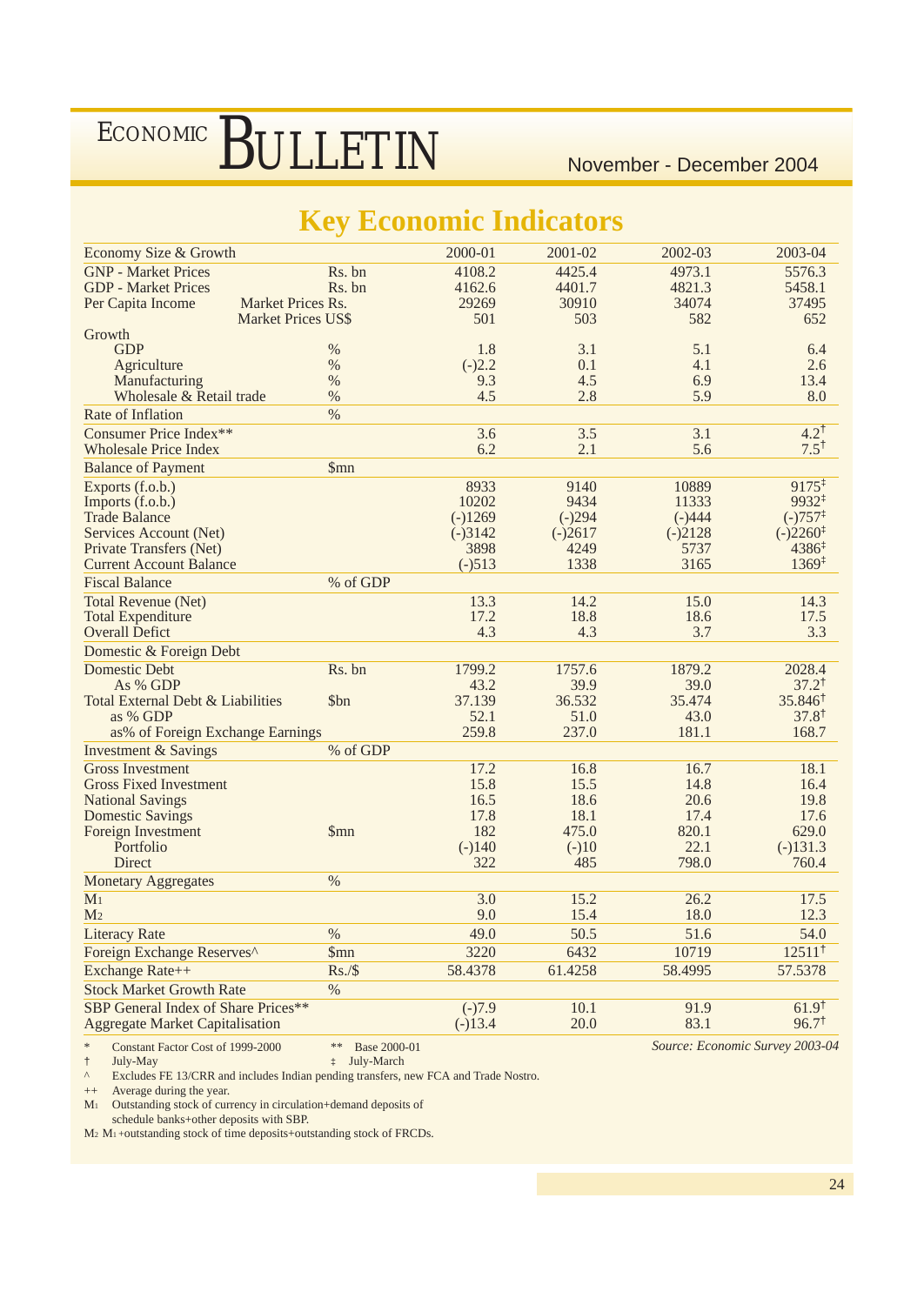# ECONOMIC BULLETIN

November - December 2004

## Key Economic Indicators

| Economy Size & Growth | | 2000-01 | 2001-02 | 2002-03 | 2003-04 |
|---|---|---|---|---|---|
| GNP - Market Prices | Rs. bn | 4108.2 | 4425.4 | 4973.1 | 5576.3 |
| GDP - Market Prices | Rs. bn | 4162.6 | 4401.7 | 4821.3 | 5458.1 |
| Per Capita Income | Market Prices Rs. | 29269 | 30910 | 34074 | 37495 |
| | Market Prices US$ | 501 | 503 | 582 | 652 |
| Growth | | | | | |
| GDP | % | 1.8 | 3.1 | 5.1 | 6.4 |
| Agriculture | % | (-)2.2 | 0.1 | 4.1 | 2.6 |
| Manufacturing | % | 9.3 | 4.5 | 6.9 | 13.4 |
| Wholesale & Retail trade | % | 4.5 | 2.8 | 5.9 | 8.0 |
| Rate of Inflation | % | | | | |
| Consumer Price Index** | | 3.6 | 3.5 | 3.1 | 4.2† |
| Wholesale Price Index | | 6.2 | 2.1 | 5.6 | 7.5† |
| Balance of Payment | $mn | | | | |
| Exports (f.o.b.) | | 8933 | 9140 | 10889 | 9175‡ |
| Imports (f.o.b.) | | 10202 | 9434 | 11333 | 9932‡ |
| Trade Balance | | (-)1269 | (-)294 | (-)444 | (-)757‡ |
| Services Account (Net) | | (-)3142 | (-)2617 | (-)2128 | (-)2260‡ |
| Private Transfers (Net) | | 3898 | 4249 | 5737 | 4386‡ |
| Current Account Balance | | (-)513 | 1338 | 3165 | 1369‡ |
| Fiscal Balance | % of GDP | | | | |
| Total Revenue (Net) | | 13.3 | 14.2 | 15.0 | 14.3 |
| Total Expenditure | | 17.2 | 18.8 | 18.6 | 17.5 |
| Overall Defict | | 4.3 | 4.3 | 3.7 | 3.3 |
| Domestic & Foreign Debt | | | | | |
| Domestic Debt | Rs. bn | 1799.2 | 1757.6 | 1879.2 | 2028.4 |
| As % GDP | | 43.2 | 39.9 | 39.0 | 37.2† |
| Total External Debt & Liabilities | $bn | 37.139 | 36.532 | 35.474 | 35.846† |
| as % GDP | | 52.1 | 51.0 | 43.0 | 37.8† |
| as% of Foreign Exchange Earnings | | 259.8 | 237.0 | 181.1 | 168.7 |
| Investment & Savings | % of GDP | | | | |
| Gross Investment | | 17.2 | 16.8 | 16.7 | 18.1 |
| Gross Fixed Investment | | 15.8 | 15.5 | 14.8 | 16.4 |
| National Savings | | 16.5 | 18.6 | 20.6 | 19.8 |
| Domestic Savings | | 17.8 | 18.1 | 17.4 | 17.6 |
| Foreign Investment | $mn | 182 | 475.0 | 820.1 | 629.0 |
| Portfolio | | (-)140 | (-)10 | 22.1 | (-)131.3 |
| Direct | | 322 | 485 | 798.0 | 760.4 |
| Monetary Aggregates | % | | | | |
| $M_1$ | | 3.0 | 15.2 | 26.2 | 17.5 |
| $M_2$ | | 9.0 | 15.4 | 18.0 | 12.3 |
| Literacy Rate | % | 49.0 | 50.5 | 51.6 | 54.0 |
| Foreign Exchange Reserves^ | $mn | 3220 | 6432 | 10719 | 12511† |
| Exchange Rate++ | Rs./$ | 58.4378 | 61.4258 | 58.4995 | 57.5378 |
| Stock Market Growth Rate | % | | | | |
| SBP General Index of Share Prices** | | (-)7.9 | 10.1 | 91.9 | 61.9† |
| Aggregate Market Capitalisation | | (-)13.4 | 20.0 | 83.1 | 96.7† |

\* Constant Factor Cost of 1999-2000 &nbsp;&nbsp; ** Base 2000-01

† July-May &nbsp;&nbsp; ‡ July-March

^ Excludes FE 13/CRR and includes Indian pending transfers, new FCA and Trade Nostro.

++ Average during the year.

$M_1$ Outstanding stock of currency in circulation+demand deposits of schedule banks+other deposits with SBP.

$M_2$ $M_1$ +outstanding stock of time deposits+outstanding stock of FRCDs.

*Source: Economic Survey 2003-04*